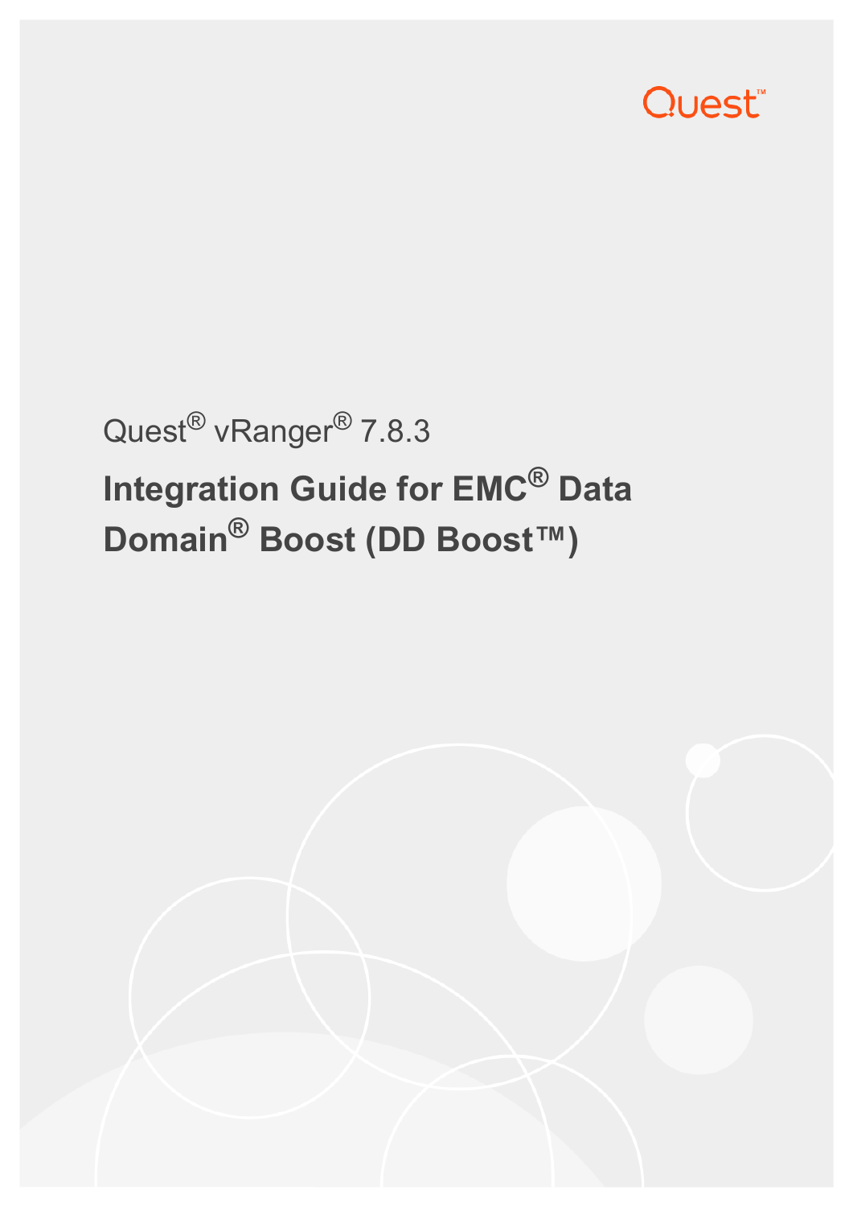Quest

Quest® vRanger® 7.8.3

# Integration Guide for EMC® Data Domain® Boost (DD Boost™)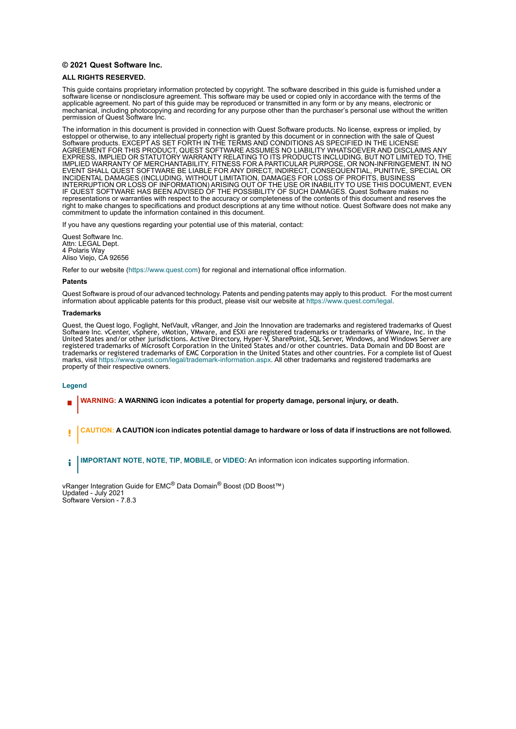**© 2021 Quest Software Inc.**

**ALL RIGHTS RESERVED.**

This guide contains proprietary information protected by copyright. The software described in this guide is furnished under a software license or nondisclosure agreement. This software may be used or copied only in accordance with the terms of the applicable agreement. No part of this guide may be reproduced or transmitted in any form or by any means, electronic or mechanical, including photocopying and recording for any purpose other than the purchaser's personal use without the written permission of Quest Software Inc.

The information in this document is provided in connection with Quest Software products. No license, express or implied, by estoppel or otherwise, to any intellectual property right is granted by this document or in connection with the sale of Quest Software products. EXCEPT AS SET FORTH IN THE TERMS AND CONDITIONS AS SPECIFIED IN THE LICENSE AGREEMENT FOR THIS PRODUCT, QUEST SOFTWARE ASSUMES NO LIABILITY WHATSOEVER AND DISCLAIMS ANY EXPRESS, IMPLIED OR STATUTORY WARRANTY RELATING TO ITS PRODUCTS INCLUDING, BUT NOT LIMITED TO, THE IMPLIED WARRANTY OF MERCHANTABILITY, FITNESS FOR A PARTICULAR PURPOSE, OR NON-INFRINGEMENT. IN NO EVENT SHALL QUEST SOFTWARE BE LIABLE FOR ANY DIRECT, INDIRECT, CONSEQUENTIAL, PUNITIVE, SPECIAL OR INCIDENTAL DAMAGES (INCLUDING, WITHOUT LIMITATION, DAMAGES FOR LOSS OF PROFITS, BUSINESS INTERRUPTION OR LOSS OF INFORMATION) ARISING OUT OF THE USE OR INABILITY TO USE THIS DOCUMENT, EVEN IF QUEST SOFTWARE HAS BEEN ADVISED OF THE POSSIBILITY OF SUCH DAMAGES. Quest Software makes no representations or warranties with respect to the accuracy or completeness of the contents of this document and reserves the right to make changes to specifications and product descriptions at any time without notice. Quest Software does not make any commitment to update the information contained in this document.

If you have any questions regarding your potential use of this material, contact:

Quest Software Inc.
Attn: LEGAL Dept.
4 Polaris Way
Aliso Viejo, CA 92656

Refer to our website (https://www.quest.com) for regional and international office information.

**Patents**

Quest Software is proud of our advanced technology. Patents and pending patents may apply to this product. For the most current information about applicable patents for this product, please visit our website at https://www.quest.com/legal.

**Trademarks**

Quest, the Quest logo, Foglight, NetVault, vRanger, and Join the Innovation are trademarks and registered trademarks of Quest Software Inc. vCenter, vSphere, vMotion, VMware, and ESXi are registered trademarks or trademarks of VMware, Inc. in the United States and/or other jurisdictions. Active Directory, Hyper-V, SharePoint, SQL Server, Windows, and Windows Server are registered trademarks of Microsoft Corporation in the United States and/or other countries. Data Domain and DD Boost are trademarks or registered trademarks of EMC Corporation in the United States and other countries. For a complete list of Quest marks, visit https://www.quest.com/legal/trademark-information.aspx. All other trademarks and registered trademarks are property of their respective owners.

**Legend**

**WARNING: A WARNING icon indicates a potential for property damage, personal injury, or death.**

**CAUTION: A CAUTION icon indicates potential damage to hardware or loss of data if instructions are not followed.**

**IMPORTANT NOTE**, **NOTE**, **TIP**, **MOBILE**, or **VIDEO:** An information icon indicates supporting information.

vRanger Integration Guide for EMC® Data Domain® Boost (DD Boost™)
Updated - July 2021
Software Version - 7.8.3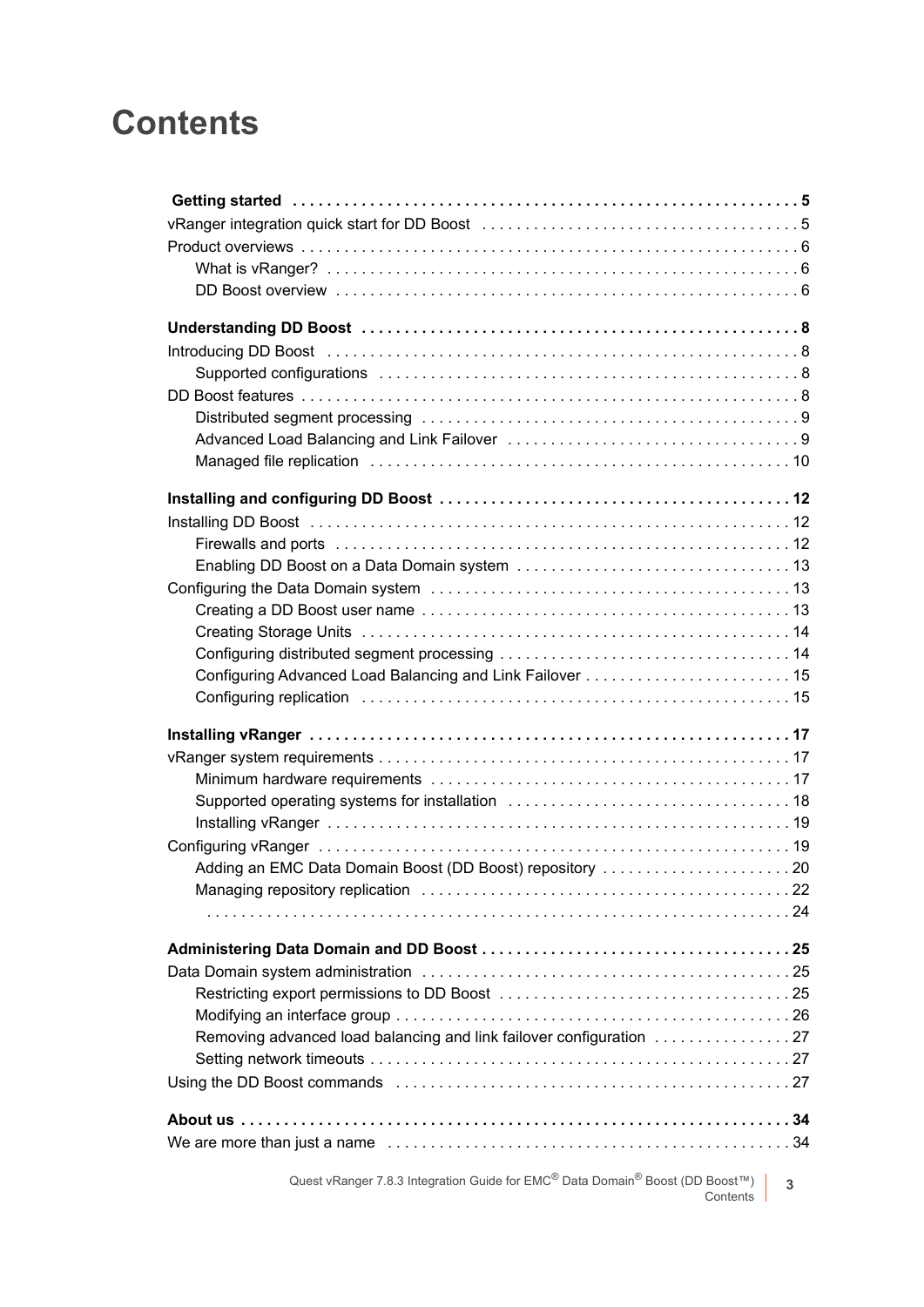# Contents

**Getting started** . . . . . . . . . . . . . . . . . . . . . . . . . . . . . . . . . . . . . . . . . . . . . . . . . . . . . . . . . . . . 5

vRanger integration quick start for DD Boost . . . . . . . . . . . . . . . . . . . . . . . . . . . . . . . . . . . . . 5

Product overviews . . . . . . . . . . . . . . . . . . . . . . . . . . . . . . . . . . . . . . . . . . . . . . . . . . . . . . . . . 6

- What is vRanger? . . . . . . . . . . . . . . . . . . . . . . . . . . . . . . . . . . . . . . . . . . . . . . . . . . . . . . 6
- DD Boost overview . . . . . . . . . . . . . . . . . . . . . . . . . . . . . . . . . . . . . . . . . . . . . . . . . . . . . 6

**Understanding DD Boost** . . . . . . . . . . . . . . . . . . . . . . . . . . . . . . . . . . . . . . . . . . . . . . . . . . . 8

Introducing DD Boost . . . . . . . . . . . . . . . . . . . . . . . . . . . . . . . . . . . . . . . . . . . . . . . . . . . . . . 8

- Supported configurations . . . . . . . . . . . . . . . . . . . . . . . . . . . . . . . . . . . . . . . . . . . . . . . . 8

DD Boost features . . . . . . . . . . . . . . . . . . . . . . . . . . . . . . . . . . . . . . . . . . . . . . . . . . . . . . . . . 8

- Distributed segment processing . . . . . . . . . . . . . . . . . . . . . . . . . . . . . . . . . . . . . . . . . . . 9
- Advanced Load Balancing and Link Failover . . . . . . . . . . . . . . . . . . . . . . . . . . . . . . . . . 9
- Managed file replication . . . . . . . . . . . . . . . . . . . . . . . . . . . . . . . . . . . . . . . . . . . . . . . . 10

**Installing and configuring DD Boost** . . . . . . . . . . . . . . . . . . . . . . . . . . . . . . . . . . . . . . . . 12

Installing DD Boost . . . . . . . . . . . . . . . . . . . . . . . . . . . . . . . . . . . . . . . . . . . . . . . . . . . . . . . 12

- Firewalls and ports . . . . . . . . . . . . . . . . . . . . . . . . . . . . . . . . . . . . . . . . . . . . . . . . . . . . . 12
- Enabling DD Boost on a Data Domain system . . . . . . . . . . . . . . . . . . . . . . . . . . . . . . . 13

Configuring the Data Domain system . . . . . . . . . . . . . . . . . . . . . . . . . . . . . . . . . . . . . . . . . 13

- Creating a DD Boost user name . . . . . . . . . . . . . . . . . . . . . . . . . . . . . . . . . . . . . . . . . . 13
- Creating Storage Units . . . . . . . . . . . . . . . . . . . . . . . . . . . . . . . . . . . . . . . . . . . . . . . . . 14
- Configuring distributed segment processing . . . . . . . . . . . . . . . . . . . . . . . . . . . . . . . . . 14
- Configuring Advanced Load Balancing and Link Failover . . . . . . . . . . . . . . . . . . . . . . . 15
- Configuring replication . . . . . . . . . . . . . . . . . . . . . . . . . . . . . . . . . . . . . . . . . . . . . . . . . 15

**Installing vRanger** . . . . . . . . . . . . . . . . . . . . . . . . . . . . . . . . . . . . . . . . . . . . . . . . . . . . . . . 17

vRanger system requirements . . . . . . . . . . . . . . . . . . . . . . . . . . . . . . . . . . . . . . . . . . . . . . . 17

- Minimum hardware requirements . . . . . . . . . . . . . . . . . . . . . . . . . . . . . . . . . . . . . . . . . 17
- Supported operating systems for installation . . . . . . . . . . . . . . . . . . . . . . . . . . . . . . . . 18
- Installing vRanger . . . . . . . . . . . . . . . . . . . . . . . . . . . . . . . . . . . . . . . . . . . . . . . . . . . . . 19

Configuring vRanger . . . . . . . . . . . . . . . . . . . . . . . . . . . . . . . . . . . . . . . . . . . . . . . . . . . . . . 19

- Adding an EMC Data Domain Boost (DD Boost) repository . . . . . . . . . . . . . . . . . . . . . 20
- Managing repository replication . . . . . . . . . . . . . . . . . . . . . . . . . . . . . . . . . . . . . . . . . . 22
- . . . . . . . . . . . . . . . . . . . . . . . . . . . . . . . . . . . . . . . . . . . . . . . . . . . . . . . . . . . . . . . . . . . 24

**Administering Data Domain and DD Boost** . . . . . . . . . . . . . . . . . . . . . . . . . . . . . . . . . . . 25

Data Domain system administration . . . . . . . . . . . . . . . . . . . . . . . . . . . . . . . . . . . . . . . . . . 25

- Restricting export permissions to DD Boost . . . . . . . . . . . . . . . . . . . . . . . . . . . . . . . . . 25
- Modifying an interface group . . . . . . . . . . . . . . . . . . . . . . . . . . . . . . . . . . . . . . . . . . . . 26
- Removing advanced load balancing and link failover configuration . . . . . . . . . . . . . . . 27
- Setting network timeouts . . . . . . . . . . . . . . . . . . . . . . . . . . . . . . . . . . . . . . . . . . . . . . . 27

Using the DD Boost commands . . . . . . . . . . . . . . . . . . . . . . . . . . . . . . . . . . . . . . . . . . . . . . 27

**About us** . . . . . . . . . . . . . . . . . . . . . . . . . . . . . . . . . . . . . . . . . . . . . . . . . . . . . . . . . . . . . . . 34

We are more than just a name . . . . . . . . . . . . . . . . . . . . . . . . . . . . . . . . . . . . . . . . . . . . . . . 34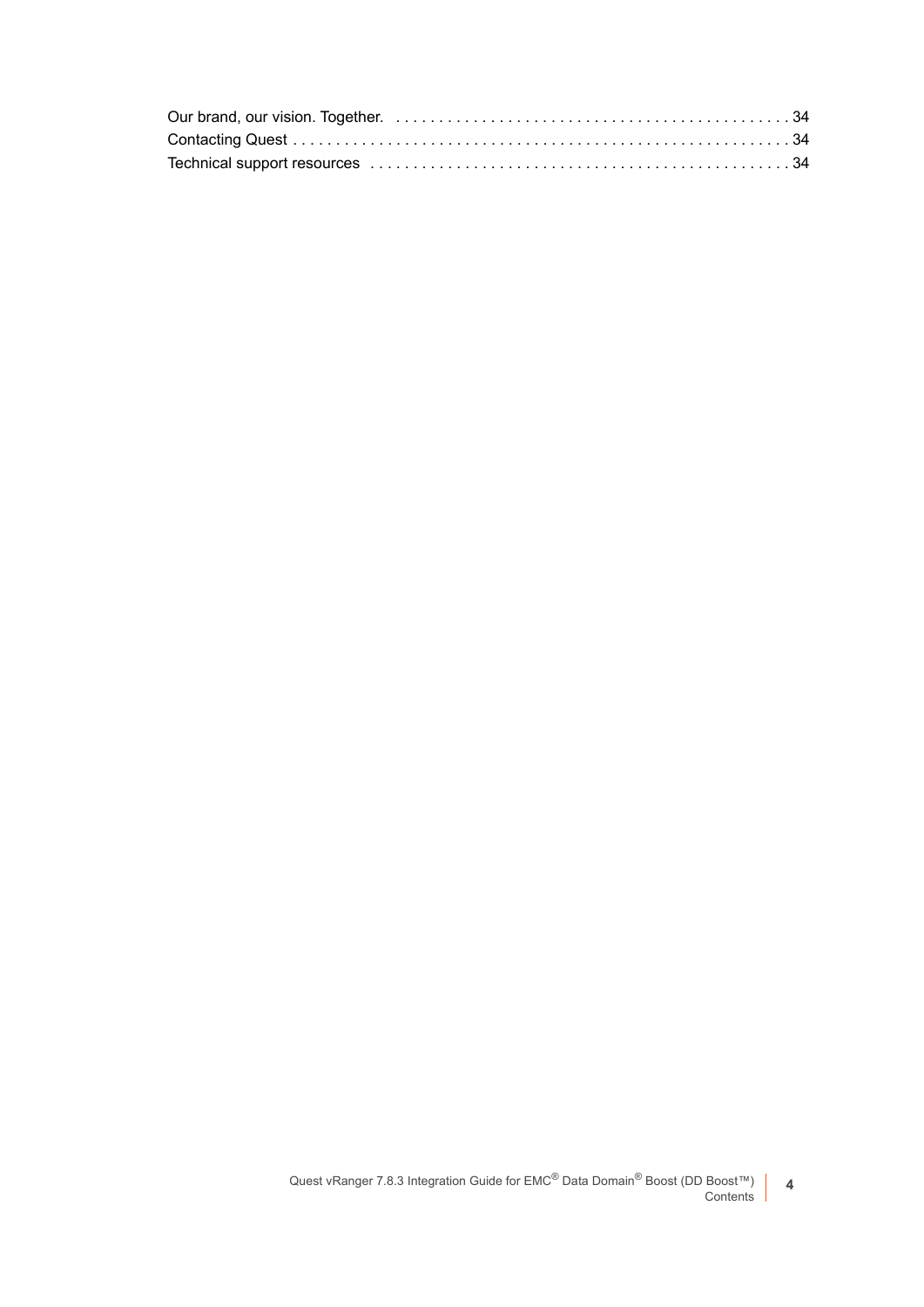Our brand, our vision. Together. . . . . . . . . . . . . . . . . . . . . . . . . . . . . . . . . . . . . . . . . . . . . . 34

Contacting Quest . . . . . . . . . . . . . . . . . . . . . . . . . . . . . . . . . . . . . . . . . . . . . . . . . . . . . . . . . . 34

Technical support resources . . . . . . . . . . . . . . . . . . . . . . . . . . . . . . . . . . . . . . . . . . . . . . . . . . 34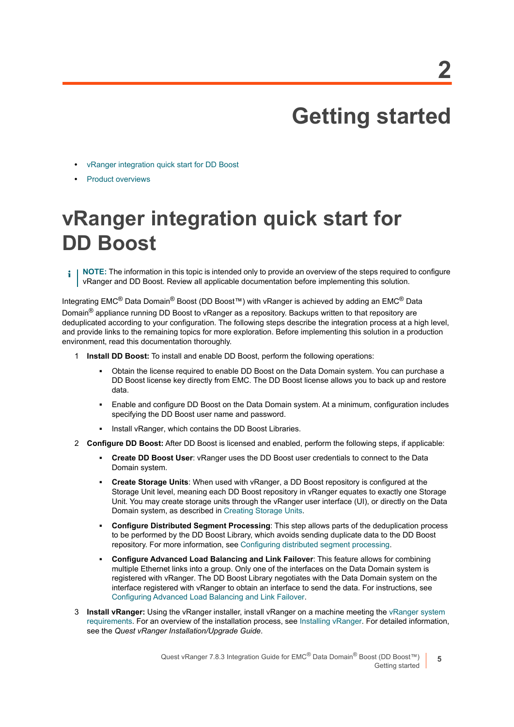# 2

# Getting started

- vRanger integration quick start for DD Boost
- Product overviews

## vRanger integration quick start for DD Boost

> **NOTE:** The information in this topic is intended only to provide an overview of the steps required to configure vRanger and DD Boost. Review all applicable documentation before implementing this solution.

Integrating EMC® Data Domain® Boost (DD Boost™) with vRanger is achieved by adding an EMC® Data Domain® appliance running DD Boost to vRanger as a repository. Backups written to that repository are deduplicated according to your configuration. The following steps describe the integration process at a high level, and provide links to the remaining topics for more exploration. Before implementing this solution in a production environment, read this documentation thoroughly.

1. **Install DD Boost:** To install and enable DD Boost, perform the following operations:
   - Obtain the license required to enable DD Boost on the Data Domain system. You can purchase a DD Boost license key directly from EMC. The DD Boost license allows you to back up and restore data.
   - Enable and configure DD Boost on the Data Domain system. At a minimum, configuration includes specifying the DD Boost user name and password.
   - Install vRanger, which contains the DD Boost Libraries.
2. **Configure DD Boost:** After DD Boost is licensed and enabled, perform the following steps, if applicable:
   - **Create DD Boost User**: vRanger uses the DD Boost user credentials to connect to the Data Domain system.
   - **Create Storage Units**: When used with vRanger, a DD Boost repository is configured at the Storage Unit level, meaning each DD Boost repository in vRanger equates to exactly one Storage Unit. You may create storage units through the vRanger user interface (UI), or directly on the Data Domain system, as described in Creating Storage Units.
   - **Configure Distributed Segment Processing**: This step allows parts of the deduplication process to be performed by the DD Boost Library, which avoids sending duplicate data to the DD Boost repository. For more information, see Configuring distributed segment processing.
   - **Configure Advanced Load Balancing and Link Failover**: This feature allows for combining multiple Ethernet links into a group. Only one of the interfaces on the Data Domain system is registered with vRanger. The DD Boost Library negotiates with the Data Domain system on the interface registered with vRanger to obtain an interface to send the data. For instructions, see Configuring Advanced Load Balancing and Link Failover.
3. **Install vRanger:** Using the vRanger installer, install vRanger on a machine meeting the vRanger system requirements. For an overview of the installation process, see Installing vRanger. For detailed information, see the *Quest vRanger Installation/Upgrade Guide*.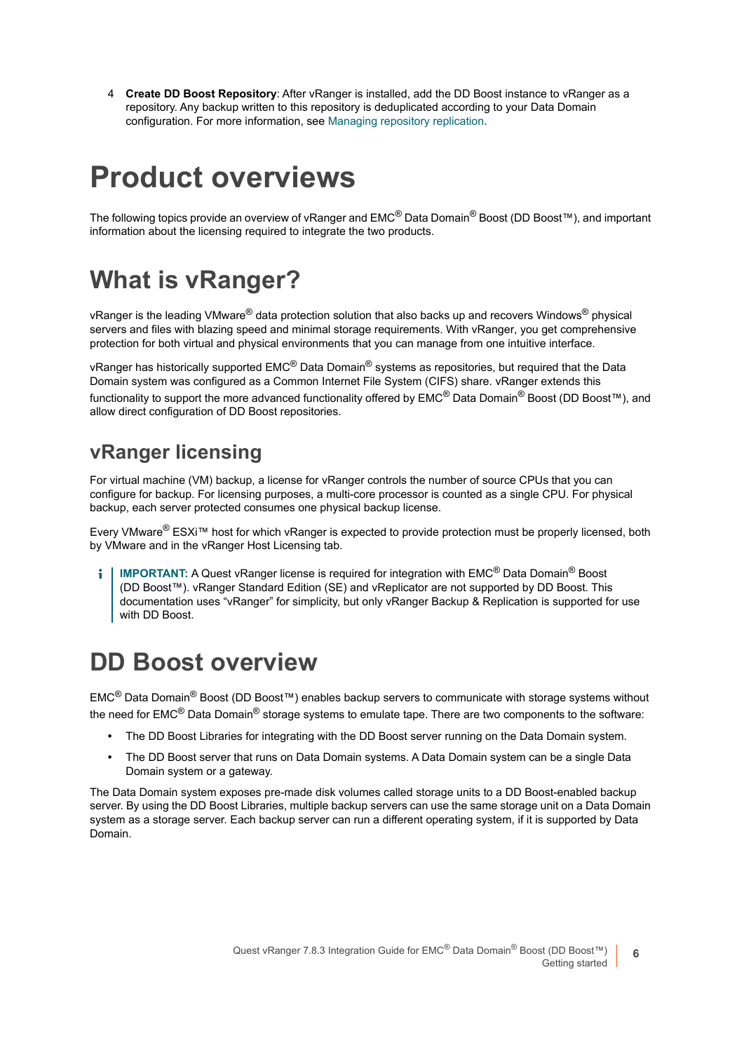4 **Create DD Boost Repository**: After vRanger is installed, add the DD Boost instance to vRanger as a repository. Any backup written to this repository is deduplicated according to your Data Domain configuration. For more information, see Managing repository replication.

# Product overviews

The following topics provide an overview of vRanger and EMC® Data Domain® Boost (DD Boost™), and important information about the licensing required to integrate the two products.

# What is vRanger?

vRanger is the leading VMware® data protection solution that also backs up and recovers Windows® physical servers and files with blazing speed and minimal storage requirements. With vRanger, you get comprehensive protection for both virtual and physical environments that you can manage from one intuitive interface.

vRanger has historically supported EMC® Data Domain® systems as repositories, but required that the Data Domain system was configured as a Common Internet File System (CIFS) share. vRanger extends this functionality to support the more advanced functionality offered by EMC® Data Domain® Boost (DD Boost™), and allow direct configuration of DD Boost repositories.

## vRanger licensing

For virtual machine (VM) backup, a license for vRanger controls the number of source CPUs that you can configure for backup. For licensing purposes, a multi-core processor is counted as a single CPU. For physical backup, each server protected consumes one physical backup license.

Every VMware® ESXi™ host for which vRanger is expected to provide protection must be properly licensed, both by VMware and in the vRanger Host Licensing tab.

> **IMPORTANT:** A Quest vRanger license is required for integration with EMC® Data Domain® Boost (DD Boost™). vRanger Standard Edition (SE) and vReplicator are not supported by DD Boost. This documentation uses “vRanger” for simplicity, but only vRanger Backup & Replication is supported for use with DD Boost.

# DD Boost overview

EMC® Data Domain® Boost (DD Boost™) enables backup servers to communicate with storage systems without the need for EMC® Data Domain® storage systems to emulate tape. There are two components to the software:

- The DD Boost Libraries for integrating with the DD Boost server running on the Data Domain system.
- The DD Boost server that runs on Data Domain systems. A Data Domain system can be a single Data Domain system or a gateway.

The Data Domain system exposes pre-made disk volumes called storage units to a DD Boost-enabled backup server. By using the DD Boost Libraries, multiple backup servers can use the same storage unit on a Data Domain system as a storage server. Each backup server can run a different operating system, if it is supported by Data Domain.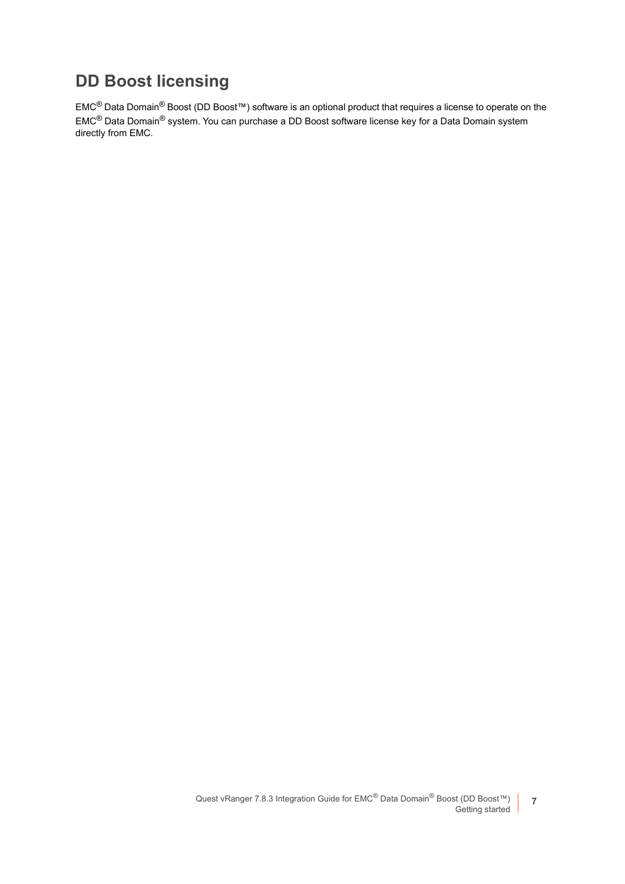## DD Boost licensing

EMC® Data Domain® Boost (DD Boost™) software is an optional product that requires a license to operate on the EMC® Data Domain® system. You can purchase a DD Boost software license key for a Data Domain system directly from EMC.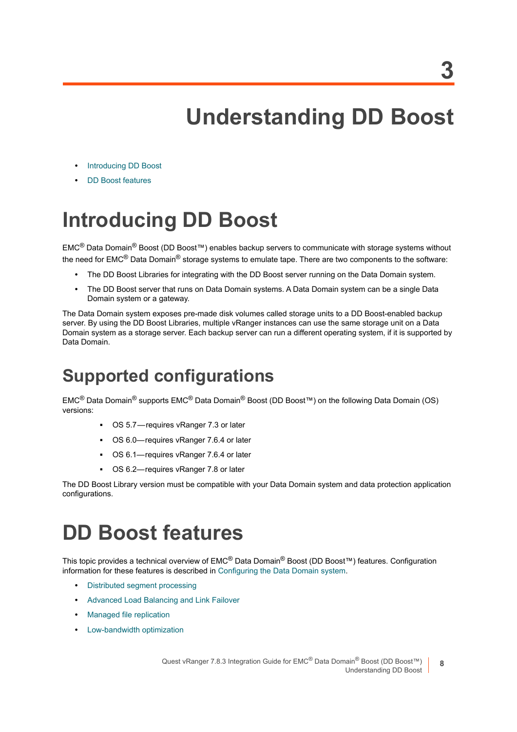# 3

# Understanding DD Boost

- Introducing DD Boost
- DD Boost features

## Introducing DD Boost

EMC® Data Domain® Boost (DD Boost™) enables backup servers to communicate with storage systems without the need for EMC® Data Domain® storage systems to emulate tape. There are two components to the software:

- The DD Boost Libraries for integrating with the DD Boost server running on the Data Domain system.
- The DD Boost server that runs on Data Domain systems. A Data Domain system can be a single Data Domain system or a gateway.

The Data Domain system exposes pre-made disk volumes called storage units to a DD Boost-enabled backup server. By using the DD Boost Libraries, multiple vRanger instances can use the same storage unit on a Data Domain system as a storage server. Each backup server can run a different operating system, if it is supported by Data Domain.

### Supported configurations

EMC® Data Domain® supports EMC® Data Domain® Boost (DD Boost™) on the following Data Domain (OS) versions:

- OS 5.7—requires vRanger 7.3 or later
- OS 6.0—requires vRanger 7.6.4 or later
- OS 6.1—requires vRanger 7.6.4 or later
- OS 6.2—requires vRanger 7.8 or later

The DD Boost Library version must be compatible with your Data Domain system and data protection application configurations.

## DD Boost features

This topic provides a technical overview of EMC® Data Domain® Boost (DD Boost™) features. Configuration information for these features is described in Configuring the Data Domain system.

- Distributed segment processing
- Advanced Load Balancing and Link Failover
- Managed file replication
- Low-bandwidth optimization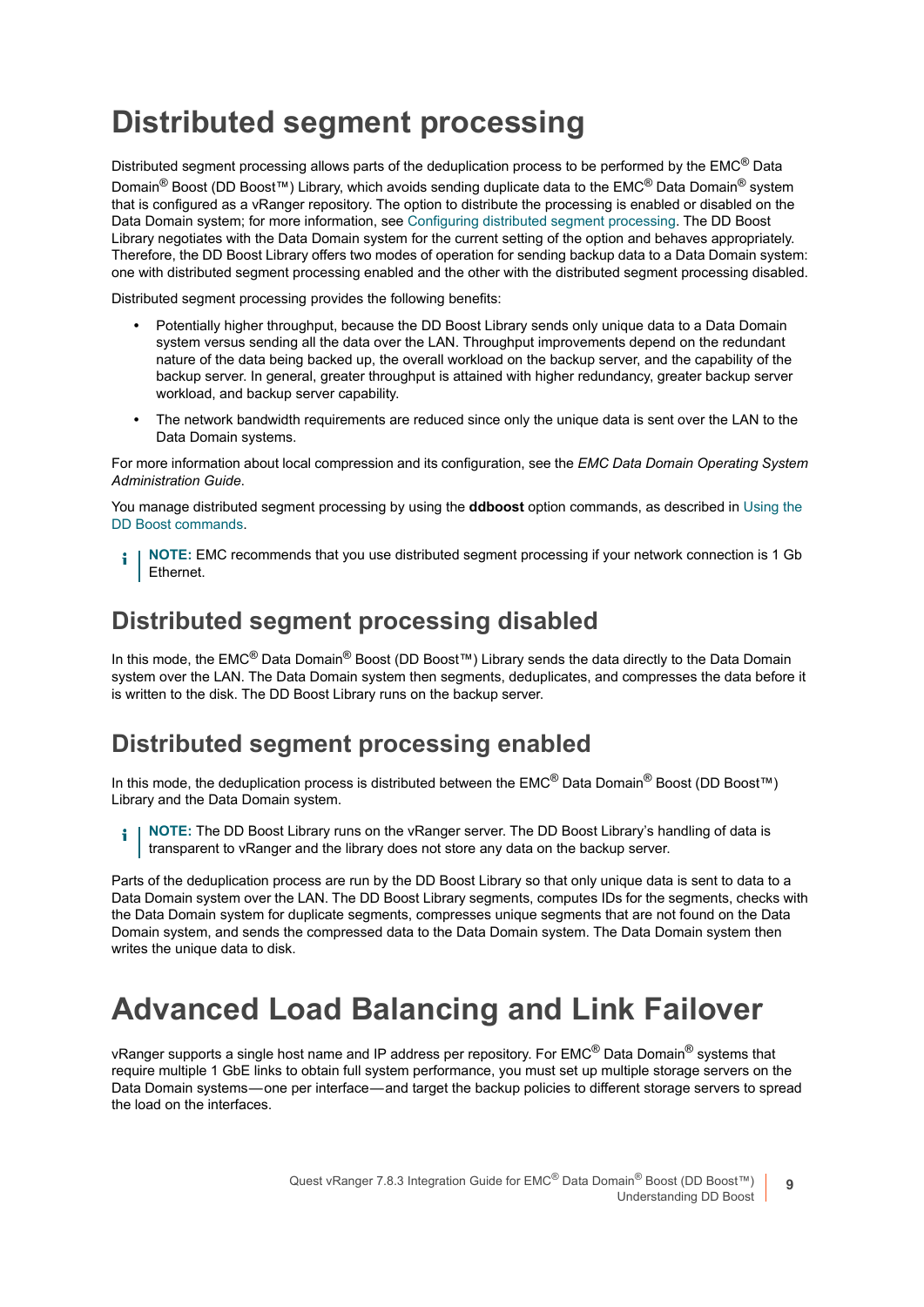# Distributed segment processing

Distributed segment processing allows parts of the deduplication process to be performed by the EMC® Data Domain® Boost (DD Boost™) Library, which avoids sending duplicate data to the EMC® Data Domain® system that is configured as a vRanger repository. The option to distribute the processing is enabled or disabled on the Data Domain system; for more information, see Configuring distributed segment processing. The DD Boost Library negotiates with the Data Domain system for the current setting of the option and behaves appropriately. Therefore, the DD Boost Library offers two modes of operation for sending backup data to a Data Domain system: one with distributed segment processing enabled and the other with the distributed segment processing disabled.

Distributed segment processing provides the following benefits:

- Potentially higher throughput, because the DD Boost Library sends only unique data to a Data Domain system versus sending all the data over the LAN. Throughput improvements depend on the redundant nature of the data being backed up, the overall workload on the backup server, and the capability of the backup server. In general, greater throughput is attained with higher redundancy, greater backup server workload, and backup server capability.
- The network bandwidth requirements are reduced since only the unique data is sent over the LAN to the Data Domain systems.

For more information about local compression and its configuration, see the *EMC Data Domain Operating System Administration Guide*.

You manage distributed segment processing by using the **ddboost** option commands, as described in Using the DD Boost commands.

**NOTE:** EMC recommends that you use distributed segment processing if your network connection is 1 Gb Ethernet.

## Distributed segment processing disabled

In this mode, the EMC® Data Domain® Boost (DD Boost™) Library sends the data directly to the Data Domain system over the LAN. The Data Domain system then segments, deduplicates, and compresses the data before it is written to the disk. The DD Boost Library runs on the backup server.

## Distributed segment processing enabled

In this mode, the deduplication process is distributed between the EMC® Data Domain® Boost (DD Boost™) Library and the Data Domain system.

**NOTE:** The DD Boost Library runs on the vRanger server. The DD Boost Library's handling of data is transparent to vRanger and the library does not store any data on the backup server.

Parts of the deduplication process are run by the DD Boost Library so that only unique data is sent to data to a Data Domain system over the LAN. The DD Boost Library segments, computes IDs for the segments, checks with the Data Domain system for duplicate segments, compresses unique segments that are not found on the Data Domain system, and sends the compressed data to the Data Domain system. The Data Domain system then writes the unique data to disk.

# Advanced Load Balancing and Link Failover

vRanger supports a single host name and IP address per repository. For EMC® Data Domain® systems that require multiple 1 GbE links to obtain full system performance, you must set up multiple storage servers on the Data Domain systems—one per interface—and target the backup policies to different storage servers to spread the load on the interfaces.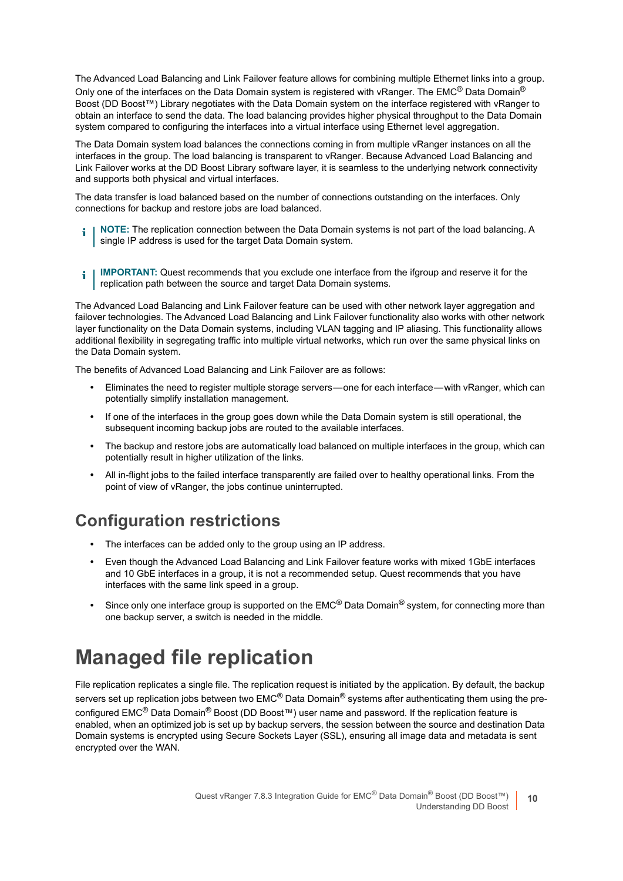The Advanced Load Balancing and Link Failover feature allows for combining multiple Ethernet links into a group. Only one of the interfaces on the Data Domain system is registered with vRanger. The EMC® Data Domain® Boost (DD Boost™) Library negotiates with the Data Domain system on the interface registered with vRanger to obtain an interface to send the data. The load balancing provides higher physical throughput to the Data Domain system compared to configuring the interfaces into a virtual interface using Ethernet level aggregation.

The Data Domain system load balances the connections coming in from multiple vRanger instances on all the interfaces in the group. The load balancing is transparent to vRanger. Because Advanced Load Balancing and Link Failover works at the DD Boost Library software layer, it is seamless to the underlying network connectivity and supports both physical and virtual interfaces.

The data transfer is load balanced based on the number of connections outstanding on the interfaces. Only connections for backup and restore jobs are load balanced.

> **NOTE:** The replication connection between the Data Domain systems is not part of the load balancing. A single IP address is used for the target Data Domain system.

> **IMPORTANT:** Quest recommends that you exclude one interface from the ifgroup and reserve it for the replication path between the source and target Data Domain systems.

The Advanced Load Balancing and Link Failover feature can be used with other network layer aggregation and failover technologies. The Advanced Load Balancing and Link Failover functionality also works with other network layer functionality on the Data Domain systems, including VLAN tagging and IP aliasing. This functionality allows additional flexibility in segregating traffic into multiple virtual networks, which run over the same physical links on the Data Domain system.

The benefits of Advanced Load Balancing and Link Failover are as follows:

- Eliminates the need to register multiple storage servers—one for each interface—with vRanger, which can potentially simplify installation management.
- If one of the interfaces in the group goes down while the Data Domain system is still operational, the subsequent incoming backup jobs are routed to the available interfaces.
- The backup and restore jobs are automatically load balanced on multiple interfaces in the group, which can potentially result in higher utilization of the links.
- All in-flight jobs to the failed interface transparently are failed over to healthy operational links. From the point of view of vRanger, the jobs continue uninterrupted.

## Configuration restrictions

- The interfaces can be added only to the group using an IP address.
- Even though the Advanced Load Balancing and Link Failover feature works with mixed 1GbE interfaces and 10 GbE interfaces in a group, it is not a recommended setup. Quest recommends that you have interfaces with the same link speed in a group.
- Since only one interface group is supported on the EMC® Data Domain® system, for connecting more than one backup server, a switch is needed in the middle.

# Managed file replication

File replication replicates a single file. The replication request is initiated by the application. By default, the backup servers set up replication jobs between two EMC® Data Domain® systems after authenticating them using the pre-configured EMC® Data Domain® Boost (DD Boost™) user name and password. If the replication feature is enabled, when an optimized job is set up by backup servers, the session between the source and destination Data Domain systems is encrypted using Secure Sockets Layer (SSL), ensuring all image data and metadata is sent encrypted over the WAN.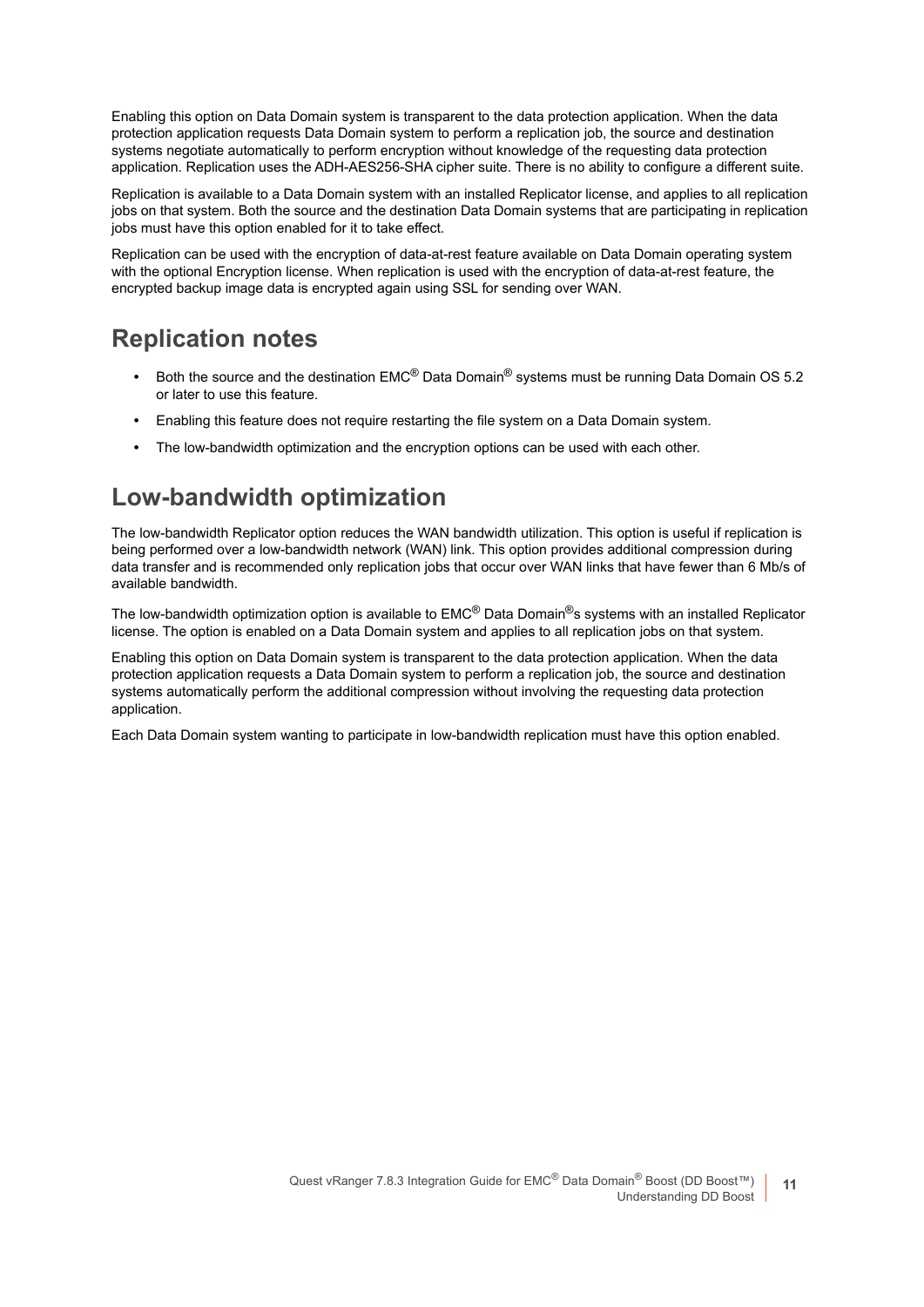Enabling this option on Data Domain system is transparent to the data protection application. When the data protection application requests Data Domain system to perform a replication job, the source and destination systems negotiate automatically to perform encryption without knowledge of the requesting data protection application. Replication uses the ADH-AES256-SHA cipher suite. There is no ability to configure a different suite.

Replication is available to a Data Domain system with an installed Replicator license, and applies to all replication jobs on that system. Both the source and the destination Data Domain systems that are participating in replication jobs must have this option enabled for it to take effect.

Replication can be used with the encryption of data-at-rest feature available on Data Domain operating system with the optional Encryption license. When replication is used with the encryption of data-at-rest feature, the encrypted backup image data is encrypted again using SSL for sending over WAN.

## Replication notes

- Both the source and the destination EMC® Data Domain® systems must be running Data Domain OS 5.2 or later to use this feature.
- Enabling this feature does not require restarting the file system on a Data Domain system.
- The low-bandwidth optimization and the encryption options can be used with each other.

## Low-bandwidth optimization

The low-bandwidth Replicator option reduces the WAN bandwidth utilization. This option is useful if replication is being performed over a low-bandwidth network (WAN) link. This option provides additional compression during data transfer and is recommended only replication jobs that occur over WAN links that have fewer than 6 Mb/s of available bandwidth.

The low-bandwidth optimization option is available to EMC® Data Domain®s systems with an installed Replicator license. The option is enabled on a Data Domain system and applies to all replication jobs on that system.

Enabling this option on Data Domain system is transparent to the data protection application. When the data protection application requests a Data Domain system to perform a replication job, the source and destination systems automatically perform the additional compression without involving the requesting data protection application.

Each Data Domain system wanting to participate in low-bandwidth replication must have this option enabled.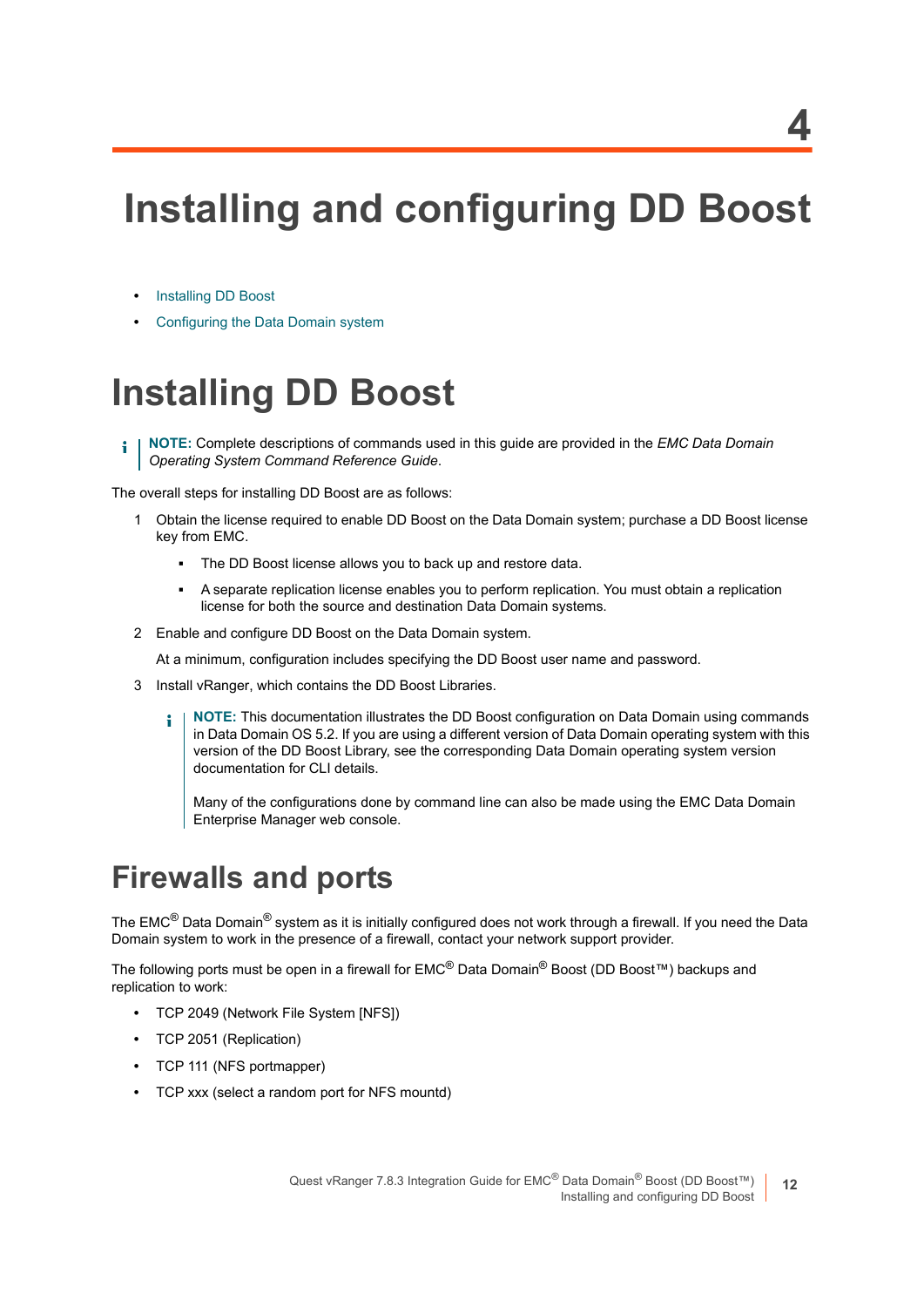# 4 Installing and configuring DD Boost

- Installing DD Boost
- Configuring the Data Domain system

## Installing DD Boost

> **NOTE:** Complete descriptions of commands used in this guide are provided in the *EMC Data Domain Operating System Command Reference Guide*.

The overall steps for installing DD Boost are as follows:

1. Obtain the license required to enable DD Boost on the Data Domain system; purchase a DD Boost license key from EMC.
   - The DD Boost license allows you to back up and restore data.
   - A separate replication license enables you to perform replication. You must obtain a replication license for both the source and destination Data Domain systems.
2. Enable and configure DD Boost on the Data Domain system.

   At a minimum, configuration includes specifying the DD Boost user name and password.
3. Install vRanger, which contains the DD Boost Libraries.

   > **NOTE:** This documentation illustrates the DD Boost configuration on Data Domain using commands in Data Domain OS 5.2. If you are using a different version of Data Domain operating system with this version of the DD Boost Library, see the corresponding Data Domain operating system version documentation for CLI details.
   >
   > Many of the configurations done by command line can also be made using the EMC Data Domain Enterprise Manager web console.

### Firewalls and ports

The EMC® Data Domain® system as it is initially configured does not work through a firewall. If you need the Data Domain system to work in the presence of a firewall, contact your network support provider.

The following ports must be open in a firewall for EMC® Data Domain® Boost (DD Boost™) backups and replication to work:

- TCP 2049 (Network File System [NFS])
- TCP 2051 (Replication)
- TCP 111 (NFS portmapper)
- TCP xxx (select a random port for NFS mountd)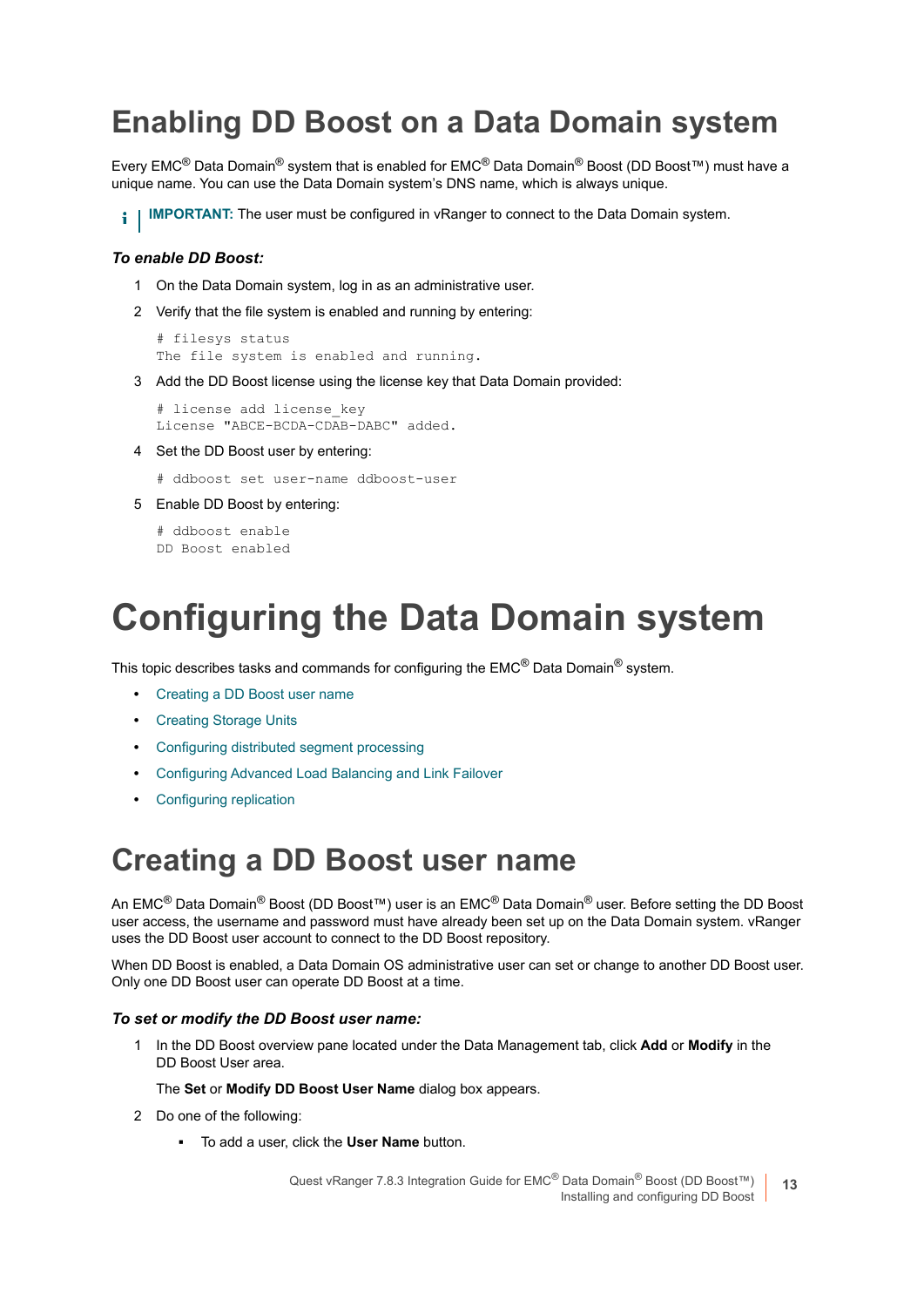# Enabling DD Boost on a Data Domain system

Every EMC® Data Domain® system that is enabled for EMC® Data Domain® Boost (DD Boost™) must have a unique name. You can use the Data Domain system's DNS name, which is always unique.

**IMPORTANT:** The user must be configured in vRanger to connect to the Data Domain system.

### *To enable DD Boost:*

1. On the Data Domain system, log in as an administrative user.
2. Verify that the file system is enabled and running by entering:

   ```
   # filesys status
   The file system is enabled and running.
   ```

3. Add the DD Boost license using the license key that Data Domain provided:

   ```
   # license add license_key
   License "ABCE-BCDA-CDAB-DABC" added.
   ```

4. Set the DD Boost user by entering:

   ```
   # ddboost set user-name ddboost-user
   ```

5. Enable DD Boost by entering:

   ```
   # ddboost enable
   DD Boost enabled
   ```

# Configuring the Data Domain system

This topic describes tasks and commands for configuring the EMC® Data Domain® system.

- Creating a DD Boost user name
- Creating Storage Units
- Configuring distributed segment processing
- Configuring Advanced Load Balancing and Link Failover
- Configuring replication

## Creating a DD Boost user name

An EMC® Data Domain® Boost (DD Boost™) user is an EMC® Data Domain® user. Before setting the DD Boost user access, the username and password must have already been set up on the Data Domain system. vRanger uses the DD Boost user account to connect to the DD Boost repository.

When DD Boost is enabled, a Data Domain OS administrative user can set or change to another DD Boost user. Only one DD Boost user can operate DD Boost at a time.

### *To set or modify the DD Boost user name:*

1. In the DD Boost overview pane located under the Data Management tab, click **Add** or **Modify** in the DD Boost User area.

   The **Set** or **Modify DD Boost User Name** dialog box appears.

2. Do one of the following:
   - To add a user, click the **User Name** button.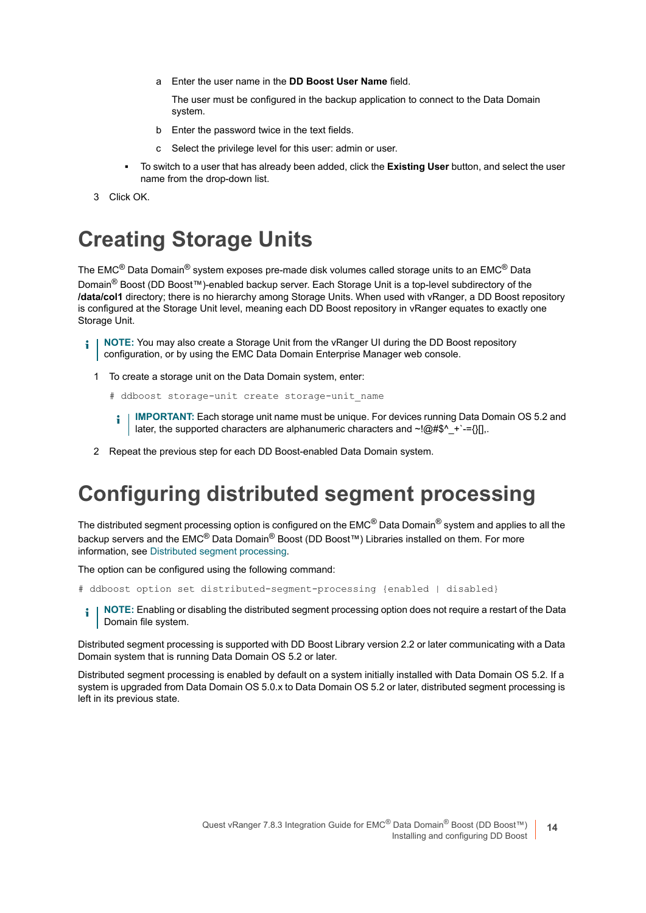a Enter the user name in the **DD Boost User Name** field.

      The user must be configured in the backup application to connect to the Data Domain system.

   b Enter the password twice in the text fields.

   c Select the privilege level for this user: admin or user.

- To switch to a user that has already been added, click the **Existing User** button, and select the user name from the drop-down list.

3 Click OK.

# Creating Storage Units

The EMC® Data Domain® system exposes pre-made disk volumes called storage units to an EMC® Data Domain® Boost (DD Boost™)-enabled backup server. Each Storage Unit is a top-level subdirectory of the **/data/col1** directory; there is no hierarchy among Storage Units. When used with vRanger, a DD Boost repository is configured at the Storage Unit level, meaning each DD Boost repository in vRanger equates to exactly one Storage Unit.

**NOTE:** You may also create a Storage Unit from the vRanger UI during the DD Boost repository configuration, or by using the EMC Data Domain Enterprise Manager web console.

1 To create a storage unit on the Data Domain system, enter:

```
# ddboost storage-unit create storage-unit_name
```

**IMPORTANT:** Each storage unit name must be unique. For devices running Data Domain OS 5.2 and later, the supported characters are alphanumeric characters and ~!@#$^_+`-={}[],.

2 Repeat the previous step for each DD Boost-enabled Data Domain system.

# Configuring distributed segment processing

The distributed segment processing option is configured on the EMC® Data Domain® system and applies to all the backup servers and the EMC® Data Domain® Boost (DD Boost™) Libraries installed on them. For more information, see Distributed segment processing.

The option can be configured using the following command:

```
# ddboost option set distributed-segment-processing {enabled | disabled}
```

**NOTE:** Enabling or disabling the distributed segment processing option does not require a restart of the Data Domain file system.

Distributed segment processing is supported with DD Boost Library version 2.2 or later communicating with a Data Domain system that is running Data Domain OS 5.2 or later.

Distributed segment processing is enabled by default on a system initially installed with Data Domain OS 5.2. If a system is upgraded from Data Domain OS 5.0.x to Data Domain OS 5.2 or later, distributed segment processing is left in its previous state.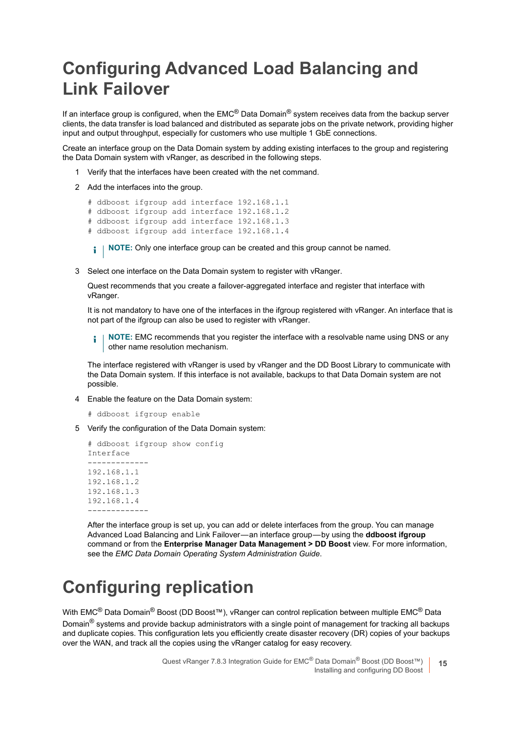# Configuring Advanced Load Balancing and Link Failover

If an interface group is configured, when the EMC® Data Domain® system receives data from the backup server clients, the data transfer is load balanced and distributed as separate jobs on the private network, providing higher input and output throughput, especially for customers who use multiple 1 GbE connections.

Create an interface group on the Data Domain system by adding existing interfaces to the group and registering the Data Domain system with vRanger, as described in the following steps.

1. Verify that the interfaces have been created with the net command.
2. Add the interfaces into the group.

   ```
   # ddboost ifgroup add interface 192.168.1.1
   # ddboost ifgroup add interface 192.168.1.2
   # ddboost ifgroup add interface 192.168.1.3
   # ddboost ifgroup add interface 192.168.1.4
   ```

   **NOTE:** Only one interface group can be created and this group cannot be named.

3. Select one interface on the Data Domain system to register with vRanger.

   Quest recommends that you create a failover-aggregated interface and register that interface with vRanger.

   It is not mandatory to have one of the interfaces in the ifgroup registered with vRanger. An interface that is not part of the ifgroup can also be used to register with vRanger.

   **NOTE:** EMC recommends that you register the interface with a resolvable name using DNS or any other name resolution mechanism.

   The interface registered with vRanger is used by vRanger and the DD Boost Library to communicate with the Data Domain system. If this interface is not available, backups to that Data Domain system are not possible.

4. Enable the feature on the Data Domain system:

   ```
   # ddboost ifgroup enable
   ```

5. Verify the configuration of the Data Domain system:

   ```
   # ddboost ifgroup show config
   Interface
   -------------
   192.168.1.1
   192.168.1.2
   192.168.1.3
   192.168.1.4
   -------------
   ```

   After the interface group is set up, you can add or delete interfaces from the group. You can manage Advanced Load Balancing and Link Failover—an interface group—by using the **ddboost ifgroup** command or from the **Enterprise Manager Data Management > DD Boost** view. For more information, see the *EMC Data Domain Operating System Administration Guide*.

# Configuring replication

With EMC® Data Domain® Boost (DD Boost™), vRanger can control replication between multiple EMC® Data Domain® systems and provide backup administrators with a single point of management for tracking all backups and duplicate copies. This configuration lets you efficiently create disaster recovery (DR) copies of your backups over the WAN, and track all the copies using the vRanger catalog for easy recovery.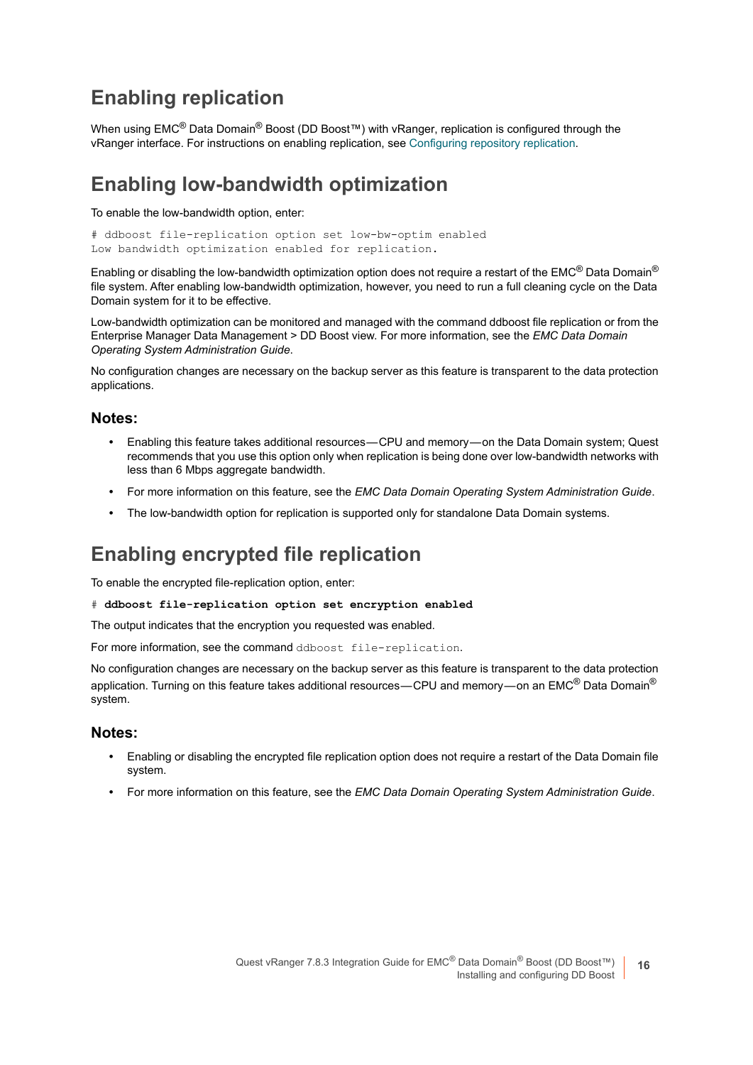## Enabling replication

When using EMC® Data Domain® Boost (DD Boost™) with vRanger, replication is configured through the vRanger interface. For instructions on enabling replication, see Configuring repository replication.

## Enabling low-bandwidth optimization

To enable the low-bandwidth option, enter:

```
# ddboost file-replication option set low-bw-optim enabled
Low bandwidth optimization enabled for replication.
```

Enabling or disabling the low-bandwidth optimization option does not require a restart of the EMC® Data Domain® file system. After enabling low-bandwidth optimization, however, you need to run a full cleaning cycle on the Data Domain system for it to be effective.

Low-bandwidth optimization can be monitored and managed with the command ddboost file replication or from the Enterprise Manager Data Management > DD Boost view. For more information, see the *EMC Data Domain Operating System Administration Guide*.

No configuration changes are necessary on the backup server as this feature is transparent to the data protection applications.

### Notes:

- Enabling this feature takes additional resources—CPU and memory—on the Data Domain system; Quest recommends that you use this option only when replication is being done over low-bandwidth networks with less than 6 Mbps aggregate bandwidth.
- For more information on this feature, see the *EMC Data Domain Operating System Administration Guide*.
- The low-bandwidth option for replication is supported only for standalone Data Domain systems.

## Enabling encrypted file replication

To enable the encrypted file-replication option, enter:

```
# ddboost file-replication option set encryption enabled
```

The output indicates that the encryption you requested was enabled.

For more information, see the command `ddboost file-replication`.

No configuration changes are necessary on the backup server as this feature is transparent to the data protection application. Turning on this feature takes additional resources—CPU and memory—on an EMC® Data Domain® system.

### Notes:

- Enabling or disabling the encrypted file replication option does not require a restart of the Data Domain file system.
- For more information on this feature, see the *EMC Data Domain Operating System Administration Guide*.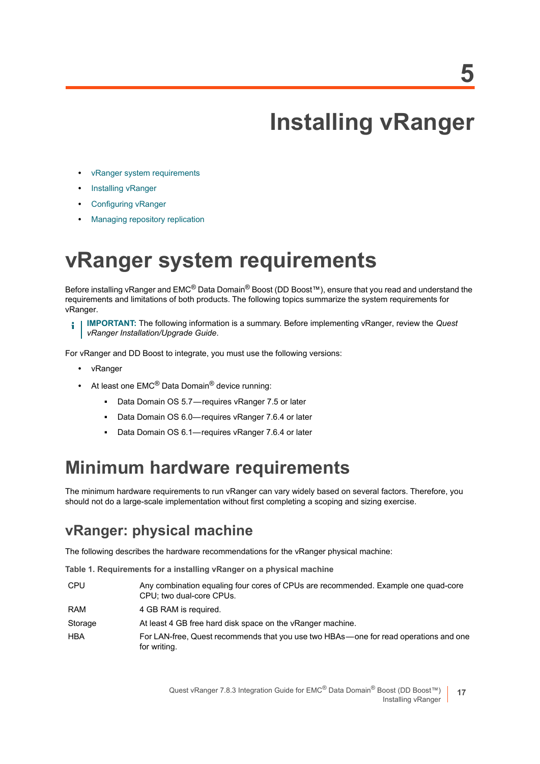# 5

# Installing vRanger

- vRanger system requirements
- Installing vRanger
- Configuring vRanger
- Managing repository replication

# vRanger system requirements

Before installing vRanger and EMC® Data Domain® Boost (DD Boost™), ensure that you read and understand the requirements and limitations of both products. The following topics summarize the system requirements for vRanger.

> **IMPORTANT:** The following information is a summary. Before implementing vRanger, review the *Quest vRanger Installation/Upgrade Guide*.

For vRanger and DD Boost to integrate, you must use the following versions:

- vRanger
- At least one EMC® Data Domain® device running:
  - Data Domain OS 5.7—requires vRanger 7.5 or later
  - Data Domain OS 6.0—requires vRanger 7.6.4 or later
  - Data Domain OS 6.1—requires vRanger 7.6.4 or later

## Minimum hardware requirements

The minimum hardware requirements to run vRanger can vary widely based on several factors. Therefore, you should not do a large-scale implementation without first completing a scoping and sizing exercise.

### vRanger: physical machine

The following describes the hardware recommendations for the vRanger physical machine:

**Table 1. Requirements for a installing vRanger on a physical machine**

| | |
|---|---|
| CPU | Any combination equaling four cores of CPUs are recommended. Example one quad-core CPU; two dual-core CPUs. |
| RAM | 4 GB RAM is required. |
| Storage | At least 4 GB free hard disk space on the vRanger machine. |
| HBA | For LAN-free, Quest recommends that you use two HBAs—one for read operations and one for writing. |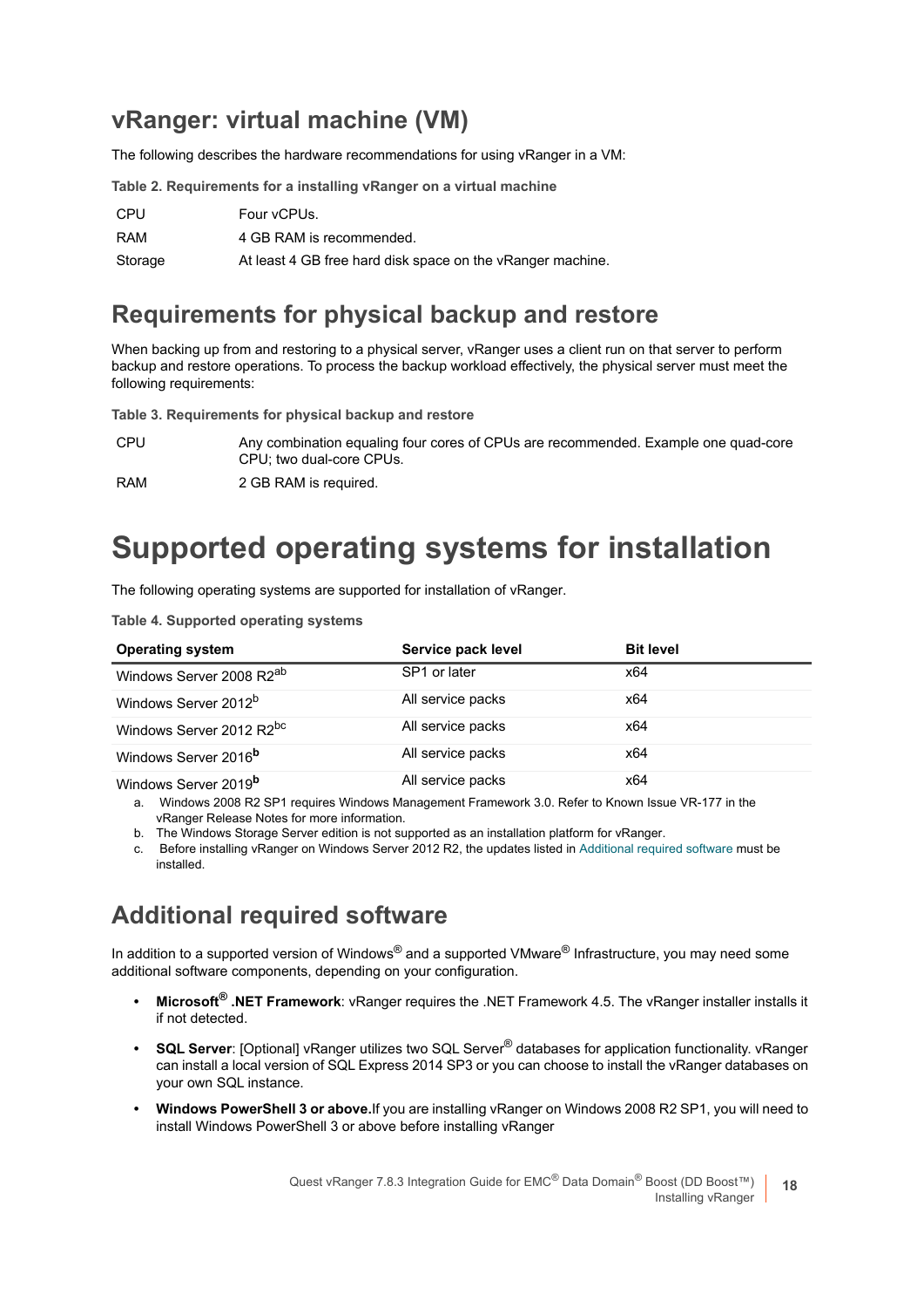## vRanger: virtual machine (VM)

The following describes the hardware recommendations for using vRanger in a VM:

**Table 2. Requirements for a installing vRanger on a virtual machine**

| | |
|---|---|
| CPU | Four vCPUs. |
| RAM | 4 GB RAM is recommended. |
| Storage | At least 4 GB free hard disk space on the vRanger machine. |

## Requirements for physical backup and restore

When backing up from and restoring to a physical server, vRanger uses a client run on that server to perform backup and restore operations. To process the backup workload effectively, the physical server must meet the following requirements:

**Table 3. Requirements for physical backup and restore**

| | |
|---|---|
| CPU | Any combination equaling four cores of CPUs are recommended. Example one quad-core CPU; two dual-core CPUs. |
| RAM | 2 GB RAM is required. |

# Supported operating systems for installation

The following operating systems are supported for installation of vRanger.

**Table 4. Supported operating systems**

| Operating system | Service pack level | Bit level |
|---|---|---|
| Windows Server 2008 R2[ab] | SP1 or later | x64 |
| Windows Server 2012[b] | All service packs | x64 |
| Windows Server 2012 R2[bc] | All service packs | x64 |
| Windows Server 2016[b] | All service packs | x64 |
| Windows Server 2019[b] | All service packs | x64 |

a. Windows 2008 R2 SP1 requires Windows Management Framework 3.0. Refer to Known Issue VR-177 in the vRanger Release Notes for more information.

b. The Windows Storage Server edition is not supported as an installation platform for vRanger.

c. Before installing vRanger on Windows Server 2012 R2, the updates listed in Additional required software must be installed.

## Additional required software

In addition to a supported version of Windows® and a supported VMware® Infrastructure, you may need some additional software components, depending on your configuration.

- **Microsoft® .NET Framework**: vRanger requires the .NET Framework 4.5. The vRanger installer installs it if not detected.
- **SQL Server**: [Optional] vRanger utilizes two SQL Server® databases for application functionality. vRanger can install a local version of SQL Express 2014 SP3 or you can choose to install the vRanger databases on your own SQL instance.
- **Windows PowerShell 3 or above.**If you are installing vRanger on Windows 2008 R2 SP1, you will need to install Windows PowerShell 3 or above before installing vRanger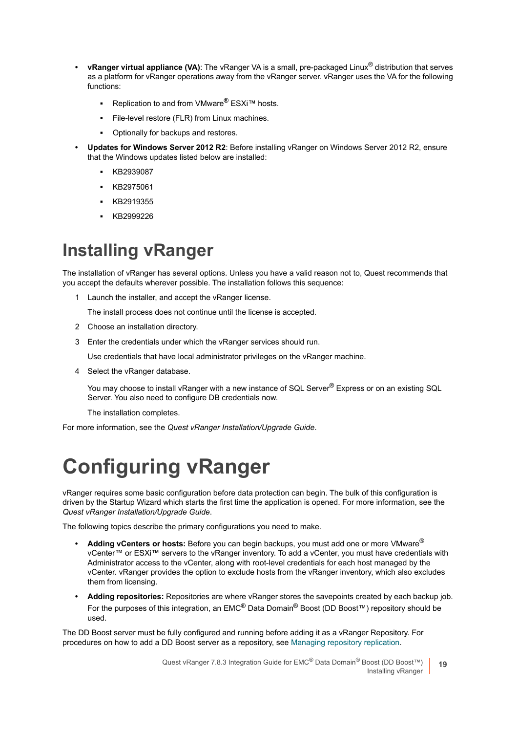- **vRanger virtual appliance (VA)**: The vRanger VA is a small, pre-packaged Linux® distribution that serves as a platform for vRanger operations away from the vRanger server. vRanger uses the VA for the following functions:
  - Replication to and from VMware® ESXi™ hosts.
  - File-level restore (FLR) from Linux machines.
  - Optionally for backups and restores.
- **Updates for Windows Server 2012 R2**: Before installing vRanger on Windows Server 2012 R2, ensure that the Windows updates listed below are installed:
  - KB2939087
  - KB2975061
  - KB2919355
  - KB2999226

# Installing vRanger

The installation of vRanger has several options. Unless you have a valid reason not to, Quest recommends that you accept the defaults wherever possible. The installation follows this sequence:

1. Launch the installer, and accept the vRanger license.

   The install process does not continue until the license is accepted.
2. Choose an installation directory.
3. Enter the credentials under which the vRanger services should run.

   Use credentials that have local administrator privileges on the vRanger machine.
4. Select the vRanger database.

   You may choose to install vRanger with a new instance of SQL Server® Express or on an existing SQL Server. You also need to configure DB credentials now.

   The installation completes.

For more information, see the *Quest vRanger Installation/Upgrade Guide*.

# Configuring vRanger

vRanger requires some basic configuration before data protection can begin. The bulk of this configuration is driven by the Startup Wizard which starts the first time the application is opened. For more information, see the *Quest vRanger Installation/Upgrade Guide*.

The following topics describe the primary configurations you need to make.

- **Adding vCenters or hosts:** Before you can begin backups, you must add one or more VMware® vCenter™ or ESXi™ servers to the vRanger inventory. To add a vCenter, you must have credentials with Administrator access to the vCenter, along with root-level credentials for each host managed by the vCenter. vRanger provides the option to exclude hosts from the vRanger inventory, which also excludes them from licensing.
- **Adding repositories:** Repositories are where vRanger stores the savepoints created by each backup job. For the purposes of this integration, an EMC® Data Domain® Boost (DD Boost™) repository should be used.

The DD Boost server must be fully configured and running before adding it as a vRanger Repository. For procedures on how to add a DD Boost server as a repository, see Managing repository replication.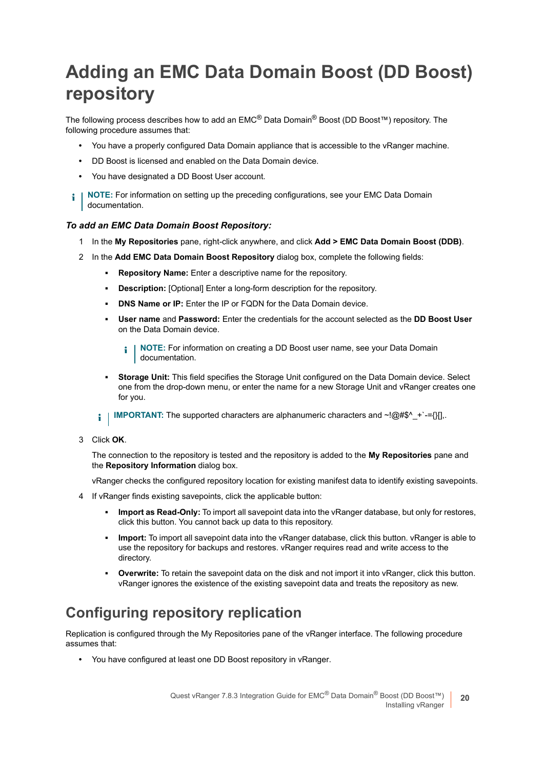# Adding an EMC Data Domain Boost (DD Boost) repository

The following process describes how to add an EMC® Data Domain® Boost (DD Boost™) repository. The following procedure assumes that:

- You have a properly configured Data Domain appliance that is accessible to the vRanger machine.
- DD Boost is licensed and enabled on the Data Domain device.
- You have designated a DD Boost User account.

> **NOTE:** For information on setting up the preceding configurations, see your EMC Data Domain documentation.

### *To add an EMC Data Domain Boost Repository:*

1. In the **My Repositories** pane, right-click anywhere, and click **Add > EMC Data Domain Boost (DDB)**.
2. In the **Add EMC Data Domain Boost Repository** dialog box, complete the following fields:
   - **Repository Name:** Enter a descriptive name for the repository.
   - **Description:** [Optional] Enter a long-form description for the repository.
   - **DNS Name or IP:** Enter the IP or FQDN for the Data Domain device.
   - **User name** and **Password:** Enter the credentials for the account selected as the **DD Boost User** on the Data Domain device.

     > **NOTE:** For information on creating a DD Boost user name, see your Data Domain documentation.

   - **Storage Unit:** This field specifies the Storage Unit configured on the Data Domain device. Select one from the drop-down menu, or enter the name for a new Storage Unit and vRanger creates one for you.

   > **IMPORTANT:** The supported characters are alphanumeric characters and ~!@#$^_+`-={}[],.

3. Click **OK**.

   The connection to the repository is tested and the repository is added to the **My Repositories** pane and the **Repository Information** dialog box.

   vRanger checks the configured repository location for existing manifest data to identify existing savepoints.

4. If vRanger finds existing savepoints, click the applicable button:
   - **Import as Read-Only:** To import all savepoint data into the vRanger database, but only for restores, click this button. You cannot back up data to this repository.
   - **Import:** To import all savepoint data into the vRanger database, click this button. vRanger is able to use the repository for backups and restores. vRanger requires read and write access to the directory.
   - **Overwrite:** To retain the savepoint data on the disk and not import it into vRanger, click this button. vRanger ignores the existence of the existing savepoint data and treats the repository as new.

## Configuring repository replication

Replication is configured through the My Repositories pane of the vRanger interface. The following procedure assumes that:

- You have configured at least one DD Boost repository in vRanger.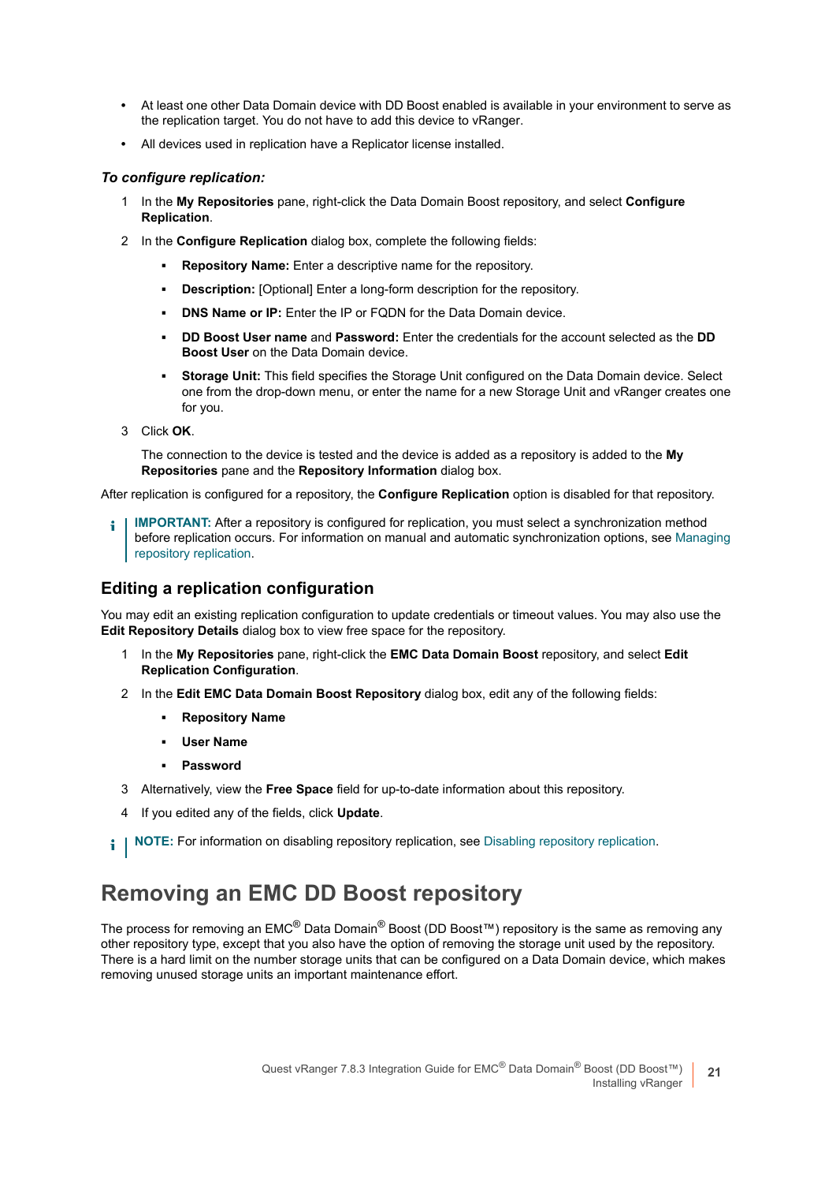- At least one other Data Domain device with DD Boost enabled is available in your environment to serve as the replication target. You do not have to add this device to vRanger.
- All devices used in replication have a Replicator license installed.

***To configure replication:***

1. In the **My Repositories** pane, right-click the Data Domain Boost repository, and select **Configure Replication**.
2. In the **Configure Replication** dialog box, complete the following fields:
   - **Repository Name:** Enter a descriptive name for the repository.
   - **Description:** [Optional] Enter a long-form description for the repository.
   - **DNS Name or IP:** Enter the IP or FQDN for the Data Domain device.
   - **DD Boost User name** and **Password:** Enter the credentials for the account selected as the **DD Boost User** on the Data Domain device.
   - **Storage Unit:** This field specifies the Storage Unit configured on the Data Domain device. Select one from the drop-down menu, or enter the name for a new Storage Unit and vRanger creates one for you.
3. Click **OK**.

   The connection to the device is tested and the device is added as a repository is added to the **My Repositories** pane and the **Repository Information** dialog box.

After replication is configured for a repository, the **Configure Replication** option is disabled for that repository.

> **IMPORTANT:** After a repository is configured for replication, you must select a synchronization method before replication occurs. For information on manual and automatic synchronization options, see Managing repository replication.

## Editing a replication configuration

You may edit an existing replication configuration to update credentials or timeout values. You may also use the **Edit Repository Details** dialog box to view free space for the repository.

1. In the **My Repositories** pane, right-click the **EMC Data Domain Boost** repository, and select **Edit Replication Configuration**.
2. In the **Edit EMC Data Domain Boost Repository** dialog box, edit any of the following fields:
   - **Repository Name**
   - **User Name**
   - **Password**
3. Alternatively, view the **Free Space** field for up-to-date information about this repository.
4. If you edited any of the fields, click **Update**.

> **NOTE:** For information on disabling repository replication, see Disabling repository replication.

# Removing an EMC DD Boost repository

The process for removing an EMC® Data Domain® Boost (DD Boost™) repository is the same as removing any other repository type, except that you also have the option of removing the storage unit used by the repository. There is a hard limit on the number storage units that can be configured on a Data Domain device, which makes removing unused storage units an important maintenance effort.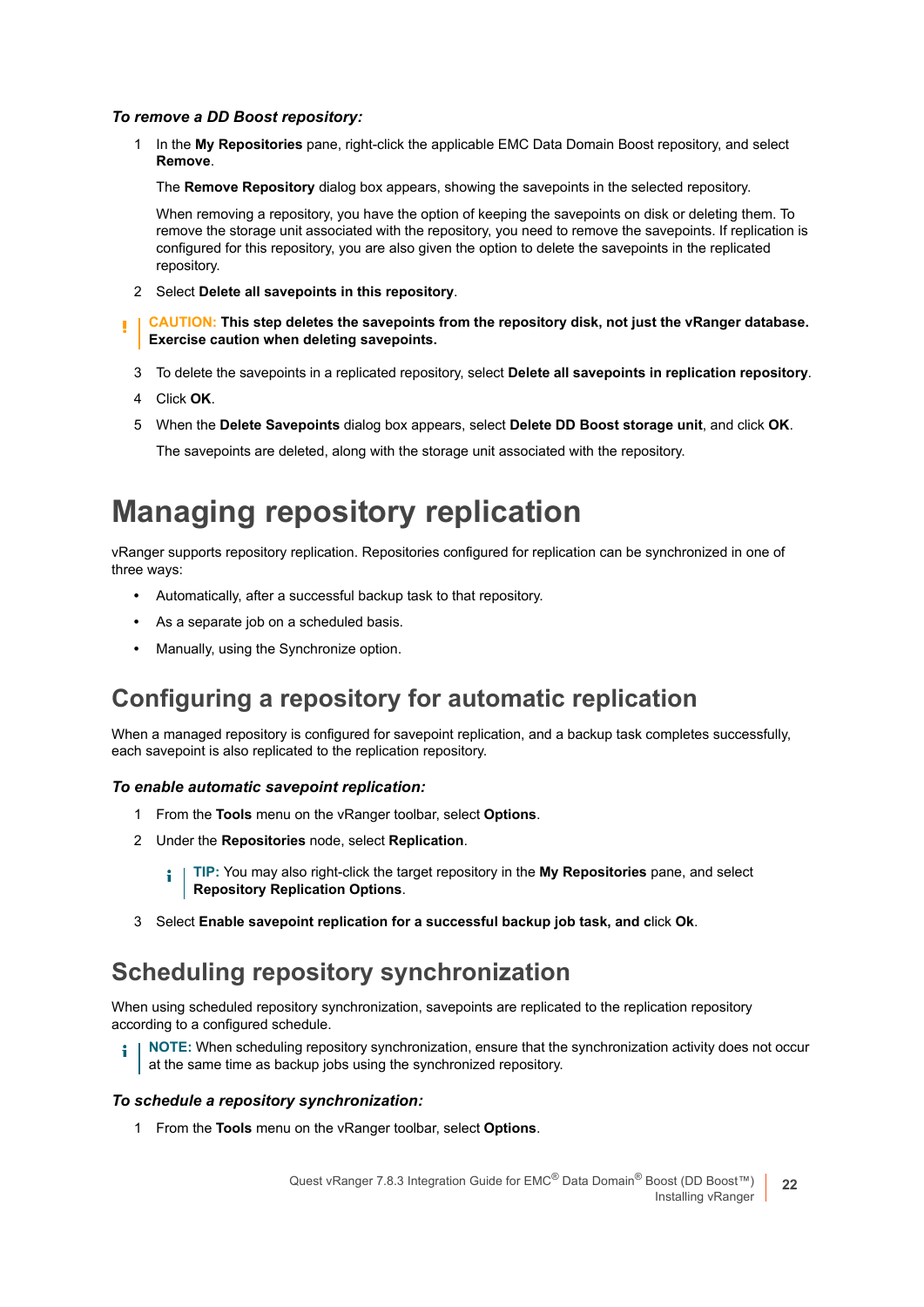***To remove a DD Boost repository:***

1. In the **My Repositories** pane, right-click the applicable EMC Data Domain Boost repository, and select **Remove**.

   The **Remove Repository** dialog box appears, showing the savepoints in the selected repository.

   When removing a repository, you have the option of keeping the savepoints on disk or deleting them. To remove the storage unit associated with the repository, you need to remove the savepoints. If replication is configured for this repository, you are also given the option to delete the savepoints in the replicated repository.

2. Select **Delete all savepoints in this repository**.

> **CAUTION: This step deletes the savepoints from the repository disk, not just the vRanger database. Exercise caution when deleting savepoints.**

3. To delete the savepoints in a replicated repository, select **Delete all savepoints in replication repository**.
4. Click **OK**.
5. When the **Delete Savepoints** dialog box appears, select **Delete DD Boost storage unit**, and click **OK**.

   The savepoints are deleted, along with the storage unit associated with the repository.

# Managing repository replication

vRanger supports repository replication. Repositories configured for replication can be synchronized in one of three ways:

- Automatically, after a successful backup task to that repository.
- As a separate job on a scheduled basis.
- Manually, using the Synchronize option.

## Configuring a repository for automatic replication

When a managed repository is configured for savepoint replication, and a backup task completes successfully, each savepoint is also replicated to the replication repository.

***To enable automatic savepoint replication:***

1. From the **Tools** menu on the vRanger toolbar, select **Options**.
2. Under the **Repositories** node, select **Replication**.

   > **TIP:** You may also right-click the target repository in the **My Repositories** pane, and select **Repository Replication Options**.

3. Select **Enable savepoint replication for a successful backup job task, and c**lick **Ok**.

## Scheduling repository synchronization

When using scheduled repository synchronization, savepoints are replicated to the replication repository according to a configured schedule.

> **NOTE:** When scheduling repository synchronization, ensure that the synchronization activity does not occur at the same time as backup jobs using the synchronized repository.

***To schedule a repository synchronization:***

1. From the **Tools** menu on the vRanger toolbar, select **Options**.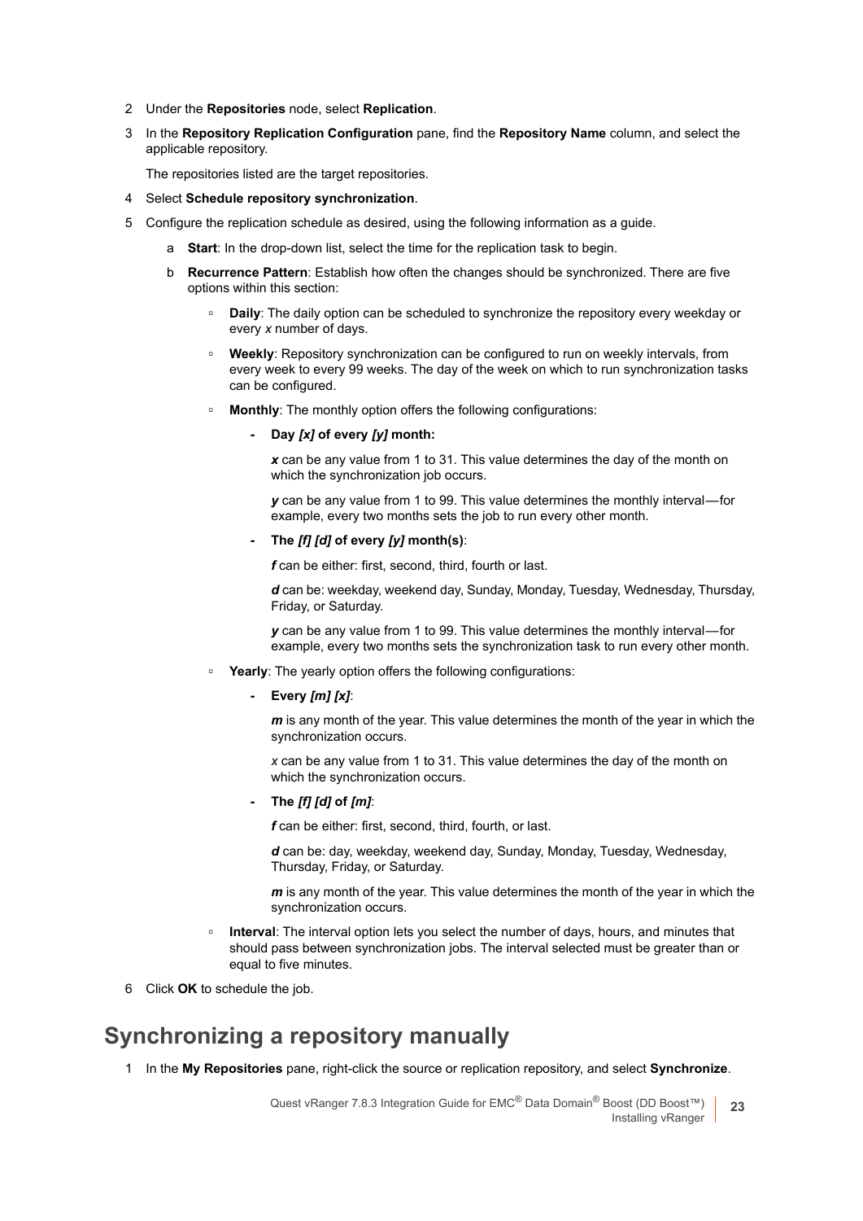2. Under the **Repositories** node, select **Replication**.
3. In the **Repository Replication Configuration** pane, find the **Repository Name** column, and select the applicable repository.

   The repositories listed are the target repositories.

4. Select **Schedule repository synchronization**.
5. Configure the replication schedule as desired, using the following information as a guide.
   a. **Start**: In the drop-down list, select the time for the replication task to begin.
   b. **Recurrence Pattern**: Establish how often the changes should be synchronized. There are five options within this section:
      - **Daily**: The daily option can be scheduled to synchronize the repository every weekday or every *x* number of days.
      - **Weekly**: Repository synchronization can be configured to run on weekly intervals, from every week to every 99 weeks. The day of the week on which to run synchronization tasks can be configured.
      - **Monthly**: The monthly option offers the following configurations:
         - **Day *[x]* of every *[y]* month:**

           ***x*** can be any value from 1 to 31. This value determines the day of the month on which the synchronization job occurs.

           ***y*** can be any value from 1 to 99. This value determines the monthly interval—for example, every two months sets the job to run every other month.

         - **The *[f] [d]* of every *[y]* month(s)**:

           ***f*** can be either: first, second, third, fourth or last.

           ***d*** can be: weekday, weekend day, Sunday, Monday, Tuesday, Wednesday, Thursday, Friday, or Saturday.

           ***y*** can be any value from 1 to 99. This value determines the monthly interval—for example, every two months sets the synchronization task to run every other month.

      - **Yearly**: The yearly option offers the following configurations:
         - **Every *[m] [x]***:

           ***m*** is any month of the year. This value determines the month of the year in which the synchronization occurs.

           *x* can be any value from 1 to 31. This value determines the day of the month on which the synchronization occurs.

         - **The *[f] [d]* of *[m]***:

           ***f*** can be either: first, second, third, fourth, or last.

           ***d*** can be: day, weekday, weekend day, Sunday, Monday, Tuesday, Wednesday, Thursday, Friday, or Saturday.

           ***m*** is any month of the year. This value determines the month of the year in which the synchronization occurs.

      - **Interval**: The interval option lets you select the number of days, hours, and minutes that should pass between synchronization jobs. The interval selected must be greater than or equal to five minutes.

6. Click **OK** to schedule the job.

## Synchronizing a repository manually

1. In the **My Repositories** pane, right-click the source or replication repository, and select **Synchronize**.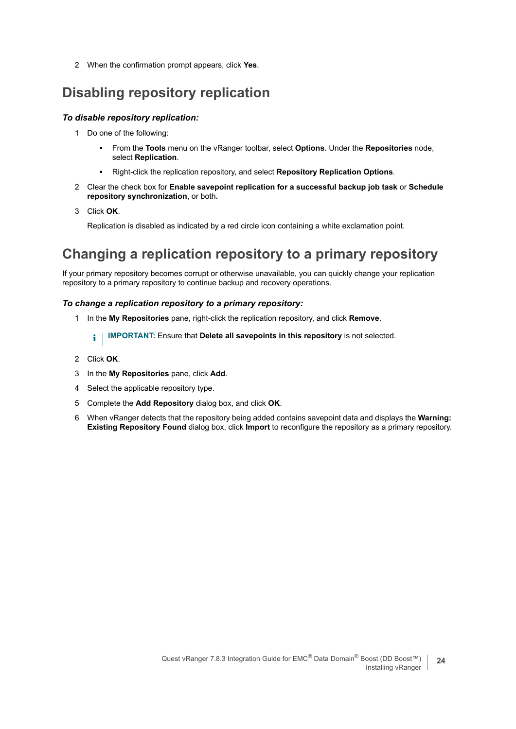2 When the confirmation prompt appears, click **Yes**.

## Disabling repository replication

***To disable repository replication:***

1 Do one of the following:

- From the **Tools** menu on the vRanger toolbar, select **Options**. Under the **Repositories** node, select **Replication**.
- Right-click the replication repository, and select **Repository Replication Options**.

2 Clear the check box for **Enable savepoint replication for a successful backup job task** or **Schedule repository synchronization**, or both**.**

3 Click **OK**.

Replication is disabled as indicated by a red circle icon containing a white exclamation point.

## Changing a replication repository to a primary repository

If your primary repository becomes corrupt or otherwise unavailable, you can quickly change your replication repository to a primary repository to continue backup and recovery operations.

***To change a replication repository to a primary repository:***

1 In the **My Repositories** pane, right-click the replication repository, and click **Remove**.

> **IMPORTANT:** Ensure that **Delete all savepoints in this repository** is not selected.

2 Click **OK**.

3 In the **My Repositories** pane, click **Add**.

4 Select the applicable repository type.

5 Complete the **Add Repository** dialog box, and click **OK**.

6 When vRanger detects that the repository being added contains savepoint data and displays the **Warning: Existing Repository Found** dialog box, click **Import** to reconfigure the repository as a primary repository.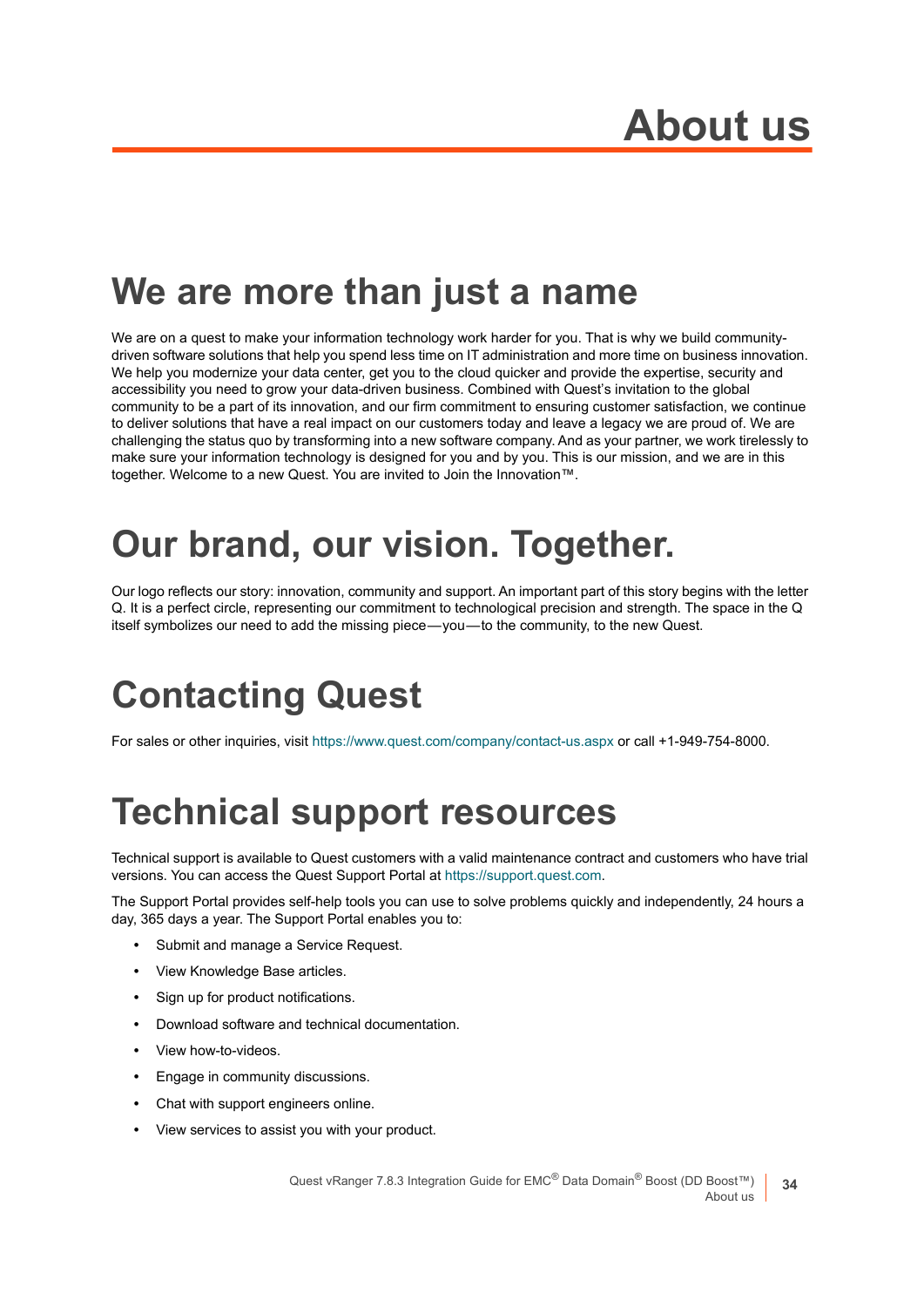# About us

## We are more than just a name

We are on a quest to make your information technology work harder for you. That is why we build community-driven software solutions that help you spend less time on IT administration and more time on business innovation. We help you modernize your data center, get you to the cloud quicker and provide the expertise, security and accessibility you need to grow your data-driven business. Combined with Quest's invitation to the global community to be a part of its innovation, and our firm commitment to ensuring customer satisfaction, we continue to deliver solutions that have a real impact on our customers today and leave a legacy we are proud of. We are challenging the status quo by transforming into a new software company. And as your partner, we work tirelessly to make sure your information technology is designed for you and by you. This is our mission, and we are in this together. Welcome to a new Quest. You are invited to Join the Innovation™.

## Our brand, our vision. Together.

Our logo reflects our story: innovation, community and support. An important part of this story begins with the letter Q. It is a perfect circle, representing our commitment to technological precision and strength. The space in the Q itself symbolizes our need to add the missing piece—you—to the community, to the new Quest.

## Contacting Quest

For sales or other inquiries, visit https://www.quest.com/company/contact-us.aspx or call +1-949-754-8000.

## Technical support resources

Technical support is available to Quest customers with a valid maintenance contract and customers who have trial versions. You can access the Quest Support Portal at https://support.quest.com.

The Support Portal provides self-help tools you can use to solve problems quickly and independently, 24 hours a day, 365 days a year. The Support Portal enables you to:

- Submit and manage a Service Request.
- View Knowledge Base articles.
- Sign up for product notifications.
- Download software and technical documentation.
- View how-to-videos.
- Engage in community discussions.
- Chat with support engineers online.
- View services to assist you with your product.